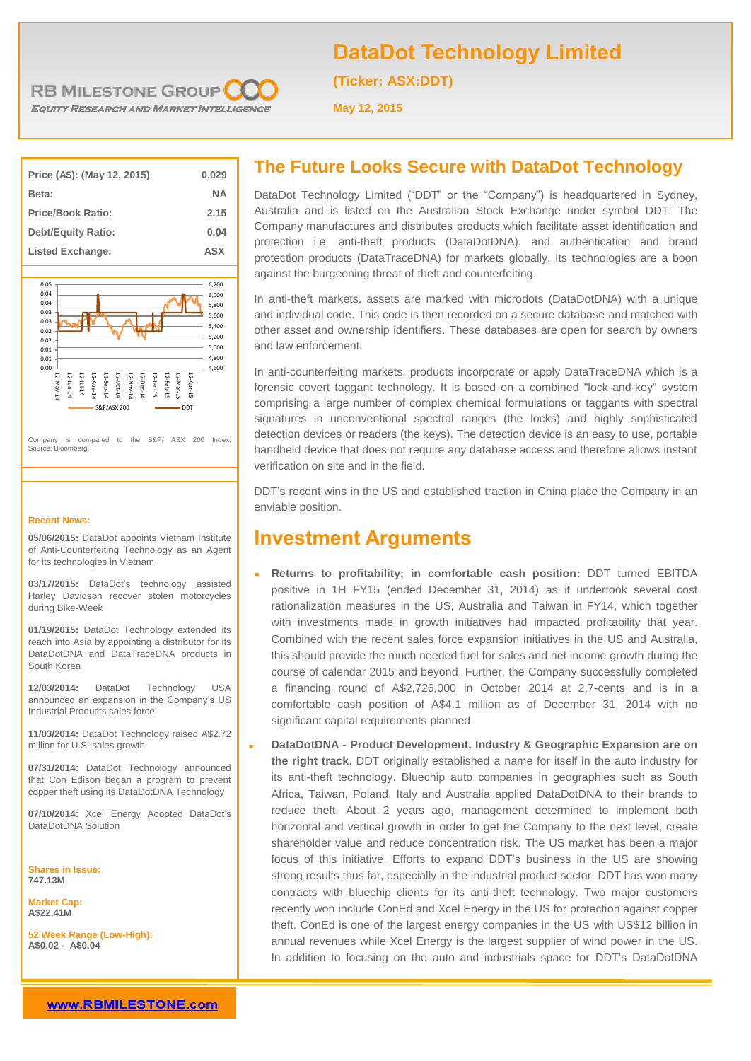RB MILESTONE GROUP

*EQUITY RESEARCH AND MARKET INTELLIGENCE*

# DataDot Technology Limited

**(Ticker: ASX:DDT)**

**May 12, 2015**

| | |
|---|---|
| **Price (A$): (May 12, 2015)** | **0.029** |
| **Beta:** | **NA** |
| **Price/Book Ratio:** | **2.15** |
| **Debt/Equity Ratio:** | **0.04** |
| **Listed Exchange:** | **ASX** |

Company is compared to the S&P/ ASX 200 Index. Source: Bloomberg.

**Recent News:**

**05/06/2015:** DataDot appoints Vietnam Institute of Anti-Counterfeiting Technology as an Agent for its technologies in Vietnam

**03/17/2015:** DataDot's technology assisted Harley Davidson recover stolen motorcycles during Bike-Week

**01/19/2015:** DataDot Technology extended its reach into Asia by appointing a distributor for its DataDotDNA and DataTraceDNA products in South Korea

**12/03/2014:** DataDot Technology USA announced an expansion in the Company's US Industrial Products sales force

**11/03/2014:** DataDot Technology raised A$2.72 million for U.S. sales growth

**07/31/2014:** DataDot Technology announced that Con Edison began a program to prevent copper theft using its DataDotDNA Technology

**07/10/2014:** Xcel Energy Adopted DataDot's DataDotDNA Solution

**Shares in Issue:**
**747.13M**

**Market Cap:**
**A$22.41M**

**52 Week Range (Low-High):**
**A$0.02 - A$0.04**

## The Future Looks Secure with DataDot Technology

DataDot Technology Limited ("DDT" or the "Company") is headquartered in Sydney, Australia and is listed on the Australian Stock Exchange under symbol DDT. The Company manufactures and distributes products which facilitate asset identification and protection i.e. anti-theft products (DataDotDNA), and authentication and brand protection products (DataTraceDNA) for markets globally. Its technologies are a boon against the burgeoning threat of theft and counterfeiting.

In anti-theft markets, assets are marked with microdots (DataDotDNA) with a unique and individual code. This code is then recorded on a secure database and matched with other asset and ownership identifiers. These databases are open for search by owners and law enforcement.

In anti-counterfeiting markets, products incorporate or apply DataTraceDNA which is a forensic covert taggant technology. It is based on a combined "lock-and-key" system comprising a large number of complex chemical formulations or taggants with spectral signatures in unconventional spectral ranges (the locks) and highly sophisticated detection devices or readers (the keys). The detection device is an easy to use, portable handheld device that does not require any database access and therefore allows instant verification on site and in the field.

DDT's recent wins in the US and established traction in China place the Company in an enviable position.

## Investment Arguments

- **Returns to profitability; in comfortable cash position:** DDT turned EBITDA positive in 1H FY15 (ended December 31, 2014) as it undertook several cost rationalization measures in the US, Australia and Taiwan in FY14, which together with investments made in growth initiatives had impacted profitability that year. Combined with the recent sales force expansion initiatives in the US and Australia, this should provide the much needed fuel for sales and net income growth during the course of calendar 2015 and beyond. Further, the Company successfully completed a financing round of A$2,726,000 in October 2014 at 2.7-cents and is in a comfortable cash position of A$4.1 million as of December 31, 2014 with no significant capital requirements planned.

- **DataDotDNA - Product Development, Industry & Geographic Expansion are on the right track**. DDT originally established a name for itself in the auto industry for its anti-theft technology. Bluechip auto companies in geographies such as South Africa, Taiwan, Poland, Italy and Australia applied DataDotDNA to their brands to reduce theft. About 2 years ago, management determined to implement both horizontal and vertical growth in order to get the Company to the next level, create shareholder value and reduce concentration risk. The US market has been a major focus of this initiative. Efforts to expand DDT's business in the US are showing strong results thus far, especially in the industrial product sector. DDT has won many contracts with bluechip clients for its anti-theft technology. Two major customers recently won include ConEd and Xcel Energy in the US for protection against copper theft. ConEd is one of the largest energy companies in the US with US$12 billion in annual revenues while Xcel Energy is the largest supplier of wind power in the US. In addition to focusing on the auto and industrials space for DDT's DataDotDNA

www.RBMILESTONE.com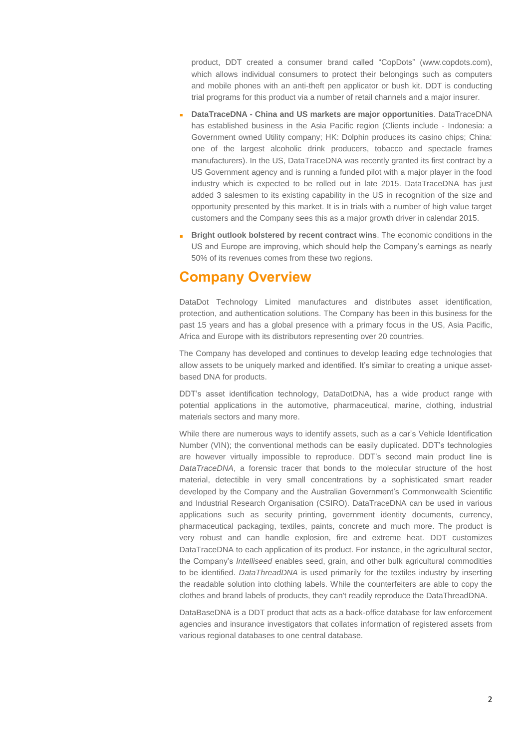product, DDT created a consumer brand called "CopDots" (www.copdots.com), which allows individual consumers to protect their belongings such as computers and mobile phones with an anti-theft pen applicator or bush kit. DDT is conducting trial programs for this product via a number of retail channels and a major insurer.

- **DataTraceDNA - China and US markets are major opportunities**. DataTraceDNA has established business in the Asia Pacific region (Clients include - Indonesia: a Government owned Utility company; HK: Dolphin produces its casino chips; China: one of the largest alcoholic drink producers, tobacco and spectacle frames manufacturers). In the US, DataTraceDNA was recently granted its first contract by a US Government agency and is running a funded pilot with a major player in the food industry which is expected to be rolled out in late 2015. DataTraceDNA has just added 3 salesmen to its existing capability in the US in recognition of the size and opportunity presented by this market. It is in trials with a number of high value target customers and the Company sees this as a major growth driver in calendar 2015.
- **Bright outlook bolstered by recent contract wins**. The economic conditions in the US and Europe are improving, which should help the Company's earnings as nearly 50% of its revenues comes from these two regions.

## Company Overview

DataDot Technology Limited manufactures and distributes asset identification, protection, and authentication solutions. The Company has been in this business for the past 15 years and has a global presence with a primary focus in the US, Asia Pacific, Africa and Europe with its distributors representing over 20 countries.

The Company has developed and continues to develop leading edge technologies that allow assets to be uniquely marked and identified. It's similar to creating a unique asset-based DNA for products.

DDT's asset identification technology, DataDotDNA, has a wide product range with potential applications in the automotive, pharmaceutical, marine, clothing, industrial materials sectors and many more.

While there are numerous ways to identify assets, such as a car's Vehicle Identification Number (VIN); the conventional methods can be easily duplicated. DDT's technologies are however virtually impossible to reproduce. DDT's second main product line is *DataTraceDNA*, a forensic tracer that bonds to the molecular structure of the host material, detectible in very small concentrations by a sophisticated smart reader developed by the Company and the Australian Government's Commonwealth Scientific and Industrial Research Organisation (CSIRO). DataTraceDNA can be used in various applications such as security printing, government identity documents, currency, pharmaceutical packaging, textiles, paints, concrete and much more. The product is very robust and can handle explosion, fire and extreme heat. DDT customizes DataTraceDNA to each application of its product. For instance, in the agricultural sector, the Company's *Intelliseed* enables seed, grain, and other bulk agricultural commodities to be identified. *DataThreadDNA* is used primarily for the textiles industry by inserting the readable solution into clothing labels. While the counterfeiters are able to copy the clothes and brand labels of products, they can't readily reproduce the DataThreadDNA.

DataBaseDNA is a DDT product that acts as a back-office database for law enforcement agencies and insurance investigators that collates information of registered assets from various regional databases to one central database.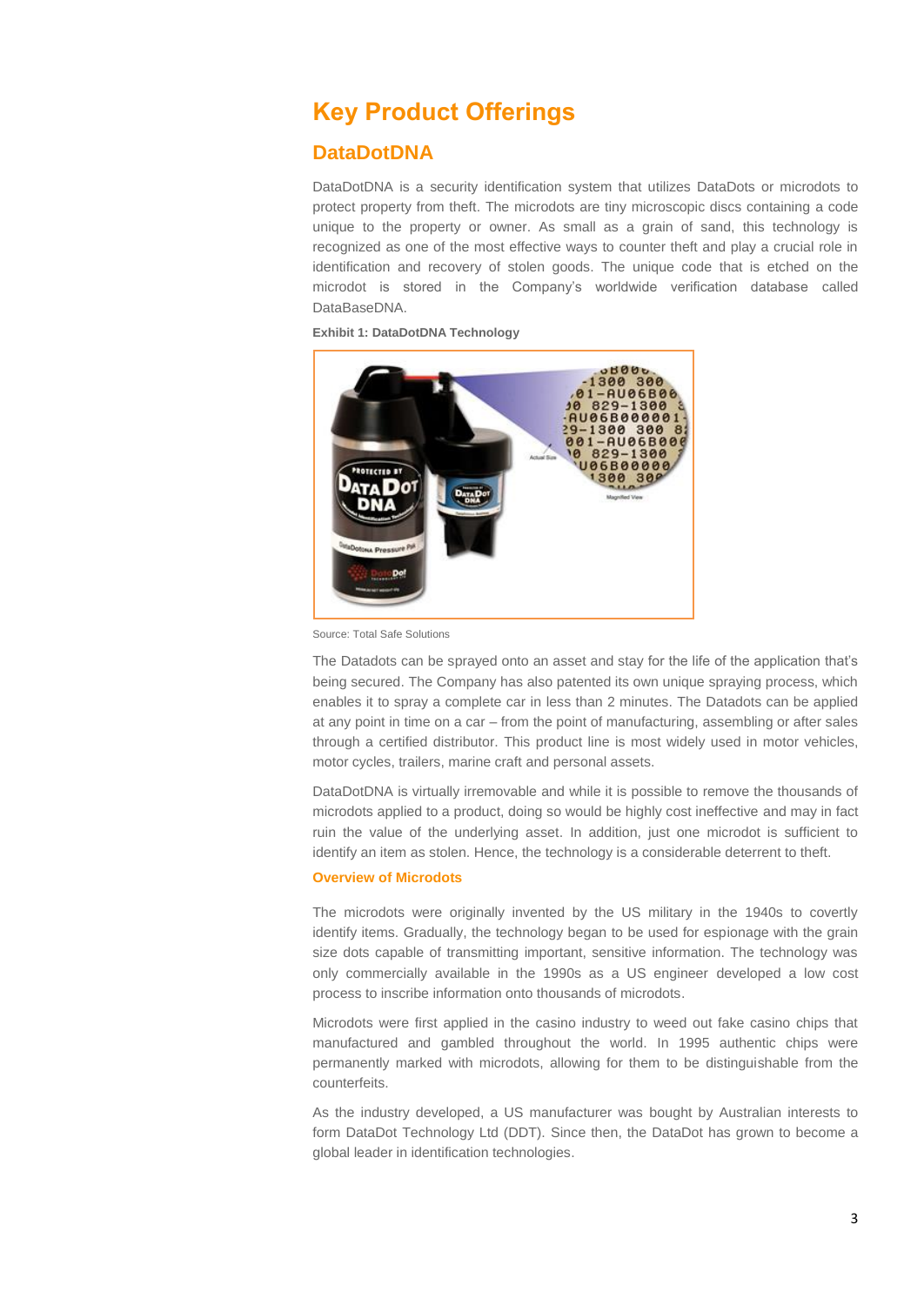# Key Product Offerings

## DataDotDNA

DataDotDNA is a security identification system that utilizes DataDots or microdots to protect property from theft. The microdots are tiny microscopic discs containing a code unique to the property or owner. As small as a grain of sand, this technology is recognized as one of the most effective ways to counter theft and play a crucial role in identification and recovery of stolen goods. The unique code that is etched on the microdot is stored in the Company's worldwide verification database called DataBaseDNA.

**Exhibit 1: DataDotDNA Technology**

Source: Total Safe Solutions

The Datadots can be sprayed onto an asset and stay for the life of the application that's being secured. The Company has also patented its own unique spraying process, which enables it to spray a complete car in less than 2 minutes. The Datadots can be applied at any point in time on a car – from the point of manufacturing, assembling or after sales through a certified distributor. This product line is most widely used in motor vehicles, motor cycles, trailers, marine craft and personal assets.

DataDotDNA is virtually irremovable and while it is possible to remove the thousands of microdots applied to a product, doing so would be highly cost ineffective and may in fact ruin the value of the underlying asset. In addition, just one microdot is sufficient to identify an item as stolen. Hence, the technology is a considerable deterrent to theft.

### Overview of Microdots

The microdots were originally invented by the US military in the 1940s to covertly identify items. Gradually, the technology began to be used for espionage with the grain size dots capable of transmitting important, sensitive information. The technology was only commercially available in the 1990s as a US engineer developed a low cost process to inscribe information onto thousands of microdots.

Microdots were first applied in the casino industry to weed out fake casino chips that manufactured and gambled throughout the world. In 1995 authentic chips were permanently marked with microdots, allowing for them to be distinguishable from the counterfeits.

As the industry developed, a US manufacturer was bought by Australian interests to form DataDot Technology Ltd (DDT). Since then, the DataDot has grown to become a global leader in identification technologies.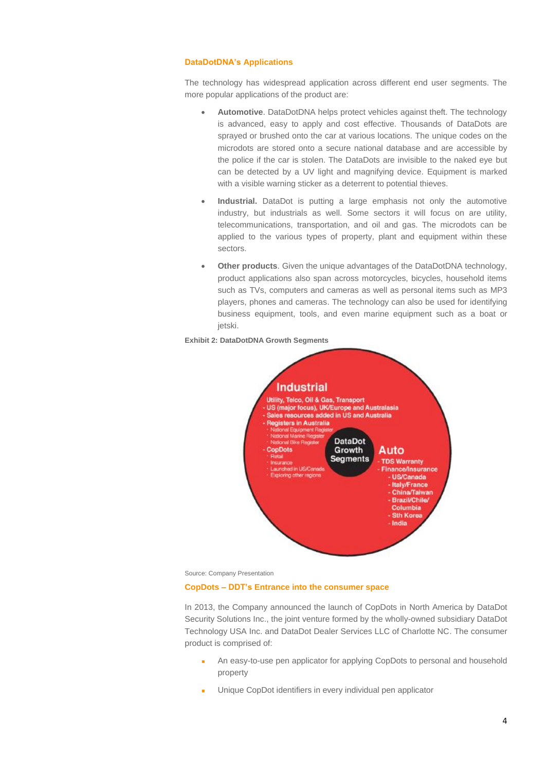### DataDotDNA's Applications

The technology has widespread application across different end user segments. The more popular applications of the product are:

- **Automotive**. DataDotDNA helps protect vehicles against theft. The technology is advanced, easy to apply and cost effective. Thousands of DataDots are sprayed or brushed onto the car at various locations. The unique codes on the microdots are stored onto a secure national database and are accessible by the police if the car is stolen. The DataDots are invisible to the naked eye but can be detected by a UV light and magnifying device. Equipment is marked with a visible warning sticker as a deterrent to potential thieves.
- **Industrial.** DataDot is putting a large emphasis not only the automotive industry, but industrials as well. Some sectors it will focus on are utility, telecommunications, transportation, and oil and gas. The microdots can be applied to the various types of property, plant and equipment within these sectors.
- **Other products**. Given the unique advantages of the DataDotDNA technology, product applications also span across motorcycles, bicycles, household items such as TVs, computers and cameras as well as personal items such as MP3 players, phones and cameras. The technology can also be used for identifying business equipment, tools, and even marine equipment such as a boat or jetski.

**Exhibit 2: DataDotDNA Growth Segments**

DataDot Growth Segments

**Industrial**

Utility, Telco, Oil & Gas, Transport
- US (major focus), UK/Europe and Australasia
- Sales resources added in US and Australia
- Registers in Australia
  - National Equipment Register
  - National Marine Register
  - National Bike Register
- CopDots
  - Retail
  - Insurance
  - Launched in US/Canada
  - Exploring other regions

**Auto**

- TDS Warranty
- Finance/Insurance
  - US/Canada
  - Italy/France
  - China/Taiwan
  - Brazil/Chile/Columbia
  - Sth Korea
  - India

Source: Company Presentation

### CopDots – DDT's Entrance into the consumer space

In 2013, the Company announced the launch of CopDots in North America by DataDot Security Solutions Inc., the joint venture formed by the wholly-owned subsidiary DataDot Technology USA Inc. and DataDot Dealer Services LLC of Charlotte NC. The consumer product is comprised of:

- An easy-to-use pen applicator for applying CopDots to personal and household property
- Unique CopDot identifiers in every individual pen applicator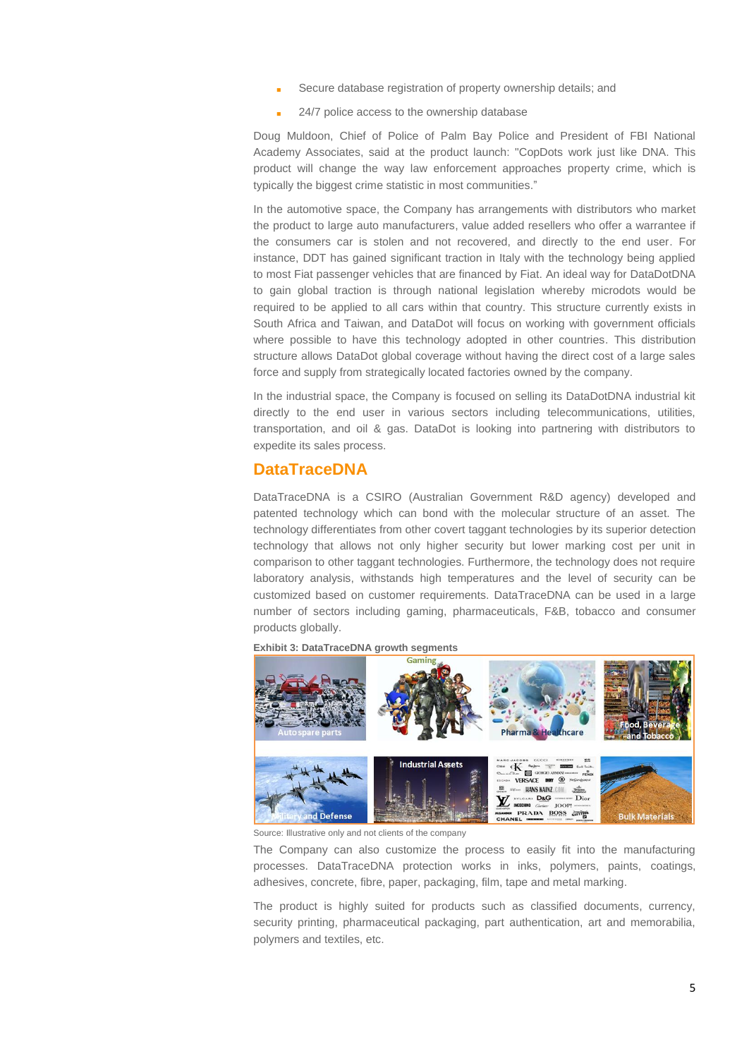- Secure database registration of property ownership details; and
- 24/7 police access to the ownership database

Doug Muldoon, Chief of Police of Palm Bay Police and President of FBI National Academy Associates, said at the product launch: "CopDots work just like DNA. This product will change the way law enforcement approaches property crime, which is typically the biggest crime statistic in most communities."

In the automotive space, the Company has arrangements with distributors who market the product to large auto manufacturers, value added resellers who offer a warrantee if the consumers car is stolen and not recovered, and directly to the end user. For instance, DDT has gained significant traction in Italy with the technology being applied to most Fiat passenger vehicles that are financed by Fiat. An ideal way for DataDotDNA to gain global traction is through national legislation whereby microdots would be required to be applied to all cars within that country. This structure currently exists in South Africa and Taiwan, and DataDot will focus on working with government officials where possible to have this technology adopted in other countries. This distribution structure allows DataDot global coverage without having the direct cost of a large sales force and supply from strategically located factories owned by the company.

In the industrial space, the Company is focused on selling its DataDotDNA industrial kit directly to the end user in various sectors including telecommunications, utilities, transportation, and oil & gas. DataDot is looking into partnering with distributors to expedite its sales process.

## DataTraceDNA

DataTraceDNA is a CSIRO (Australian Government R&D agency) developed and patented technology which can bond with the molecular structure of an asset. The technology differentiates from other covert taggant technologies by its superior detection technology that allows not only higher security but lower marking cost per unit in comparison to other taggant technologies. Furthermore, the technology does not require laboratory analysis, withstands high temperatures and the level of security can be customized based on customer requirements. DataTraceDNA can be used in a large number of sectors including gaming, pharmaceuticals, F&B, tobacco and consumer products globally.

**Exhibit 3: DataTraceDNA growth segments**

Source: Illustrative only and not clients of the company

The Company can also customize the process to easily fit into the manufacturing processes. DataTraceDNA protection works in inks, polymers, paints, coatings, adhesives, concrete, fibre, paper, packaging, film, tape and metal marking.

The product is highly suited for products such as classified documents, currency, security printing, pharmaceutical packaging, part authentication, art and memorabilia, polymers and textiles, etc.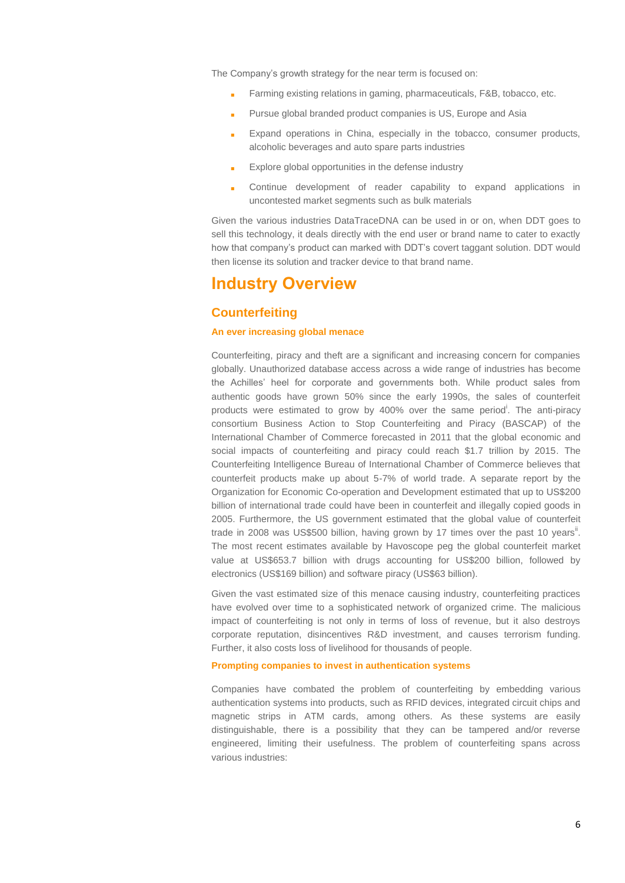The Company's growth strategy for the near term is focused on:

- Farming existing relations in gaming, pharmaceuticals, F&B, tobacco, etc.
- Pursue global branded product companies is US, Europe and Asia
- Expand operations in China, especially in the tobacco, consumer products, alcoholic beverages and auto spare parts industries
- Explore global opportunities in the defense industry
- Continue development of reader capability to expand applications in uncontested market segments such as bulk materials

Given the various industries DataTraceDNA can be used in or on, when DDT goes to sell this technology, it deals directly with the end user or brand name to cater to exactly how that company's product can marked with DDT's covert taggant solution. DDT would then license its solution and tracker device to that brand name.

# Industry Overview

## Counterfeiting

### An ever increasing global menace

Counterfeiting, piracy and theft are a significant and increasing concern for companies globally. Unauthorized database access across a wide range of industries has become the Achilles' heel for corporate and governments both. While product sales from authentic goods have grown 50% since the early 1990s, the sales of counterfeit products were estimated to grow by 400% over the same period[i]. The anti-piracy consortium Business Action to Stop Counterfeiting and Piracy (BASCAP) of the International Chamber of Commerce forecasted in 2011 that the global economic and social impacts of counterfeiting and piracy could reach $1.7 trillion by 2015. The Counterfeiting Intelligence Bureau of International Chamber of Commerce believes that counterfeit products make up about 5-7% of world trade. A separate report by the Organization for Economic Co-operation and Development estimated that up to US$200 billion of international trade could have been in counterfeit and illegally copied goods in 2005. Furthermore, the US government estimated that the global value of counterfeit trade in 2008 was US$500 billion, having grown by 17 times over the past 10 years[ii]. The most recent estimates available by Havoscope peg the global counterfeit market value at US$653.7 billion with drugs accounting for US$200 billion, followed by electronics (US$169 billion) and software piracy (US$63 billion).

Given the vast estimated size of this menace causing industry, counterfeiting practices have evolved over time to a sophisticated network of organized crime. The malicious impact of counterfeiting is not only in terms of loss of revenue, but it also destroys corporate reputation, disincentives R&D investment, and causes terrorism funding. Further, it also costs loss of livelihood for thousands of people.

### Prompting companies to invest in authentication systems

Companies have combated the problem of counterfeiting by embedding various authentication systems into products, such as RFID devices, integrated circuit chips and magnetic strips in ATM cards, among others. As these systems are easily distinguishable, there is a possibility that they can be tampered and/or reverse engineered, limiting their usefulness. The problem of counterfeiting spans across various industries: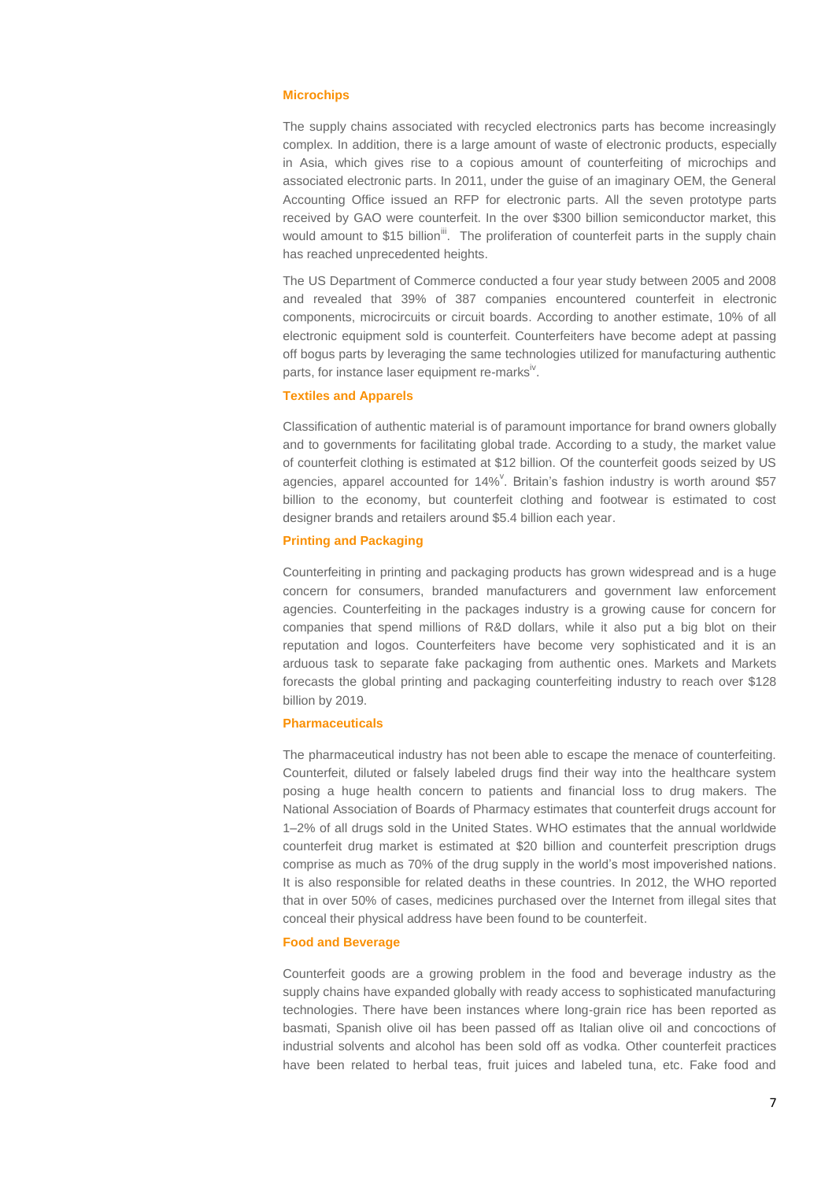### Microchips

The supply chains associated with recycled electronics parts has become increasingly complex. In addition, there is a large amount of waste of electronic products, especially in Asia, which gives rise to a copious amount of counterfeiting of microchips and associated electronic parts. In 2011, under the guise of an imaginary OEM, the General Accounting Office issued an RFP for electronic parts. All the seven prototype parts received by GAO were counterfeit. In the over $300 billion semiconductor market, this would amount to $15 billion[iii]. The proliferation of counterfeit parts in the supply chain has reached unprecedented heights.

The US Department of Commerce conducted a four year study between 2005 and 2008 and revealed that 39% of 387 companies encountered counterfeit in electronic components, microcircuits or circuit boards. According to another estimate, 10% of all electronic equipment sold is counterfeit. Counterfeiters have become adept at passing off bogus parts by leveraging the same technologies utilized for manufacturing authentic parts, for instance laser equipment re-marks[iv].

### Textiles and Apparels

Classification of authentic material is of paramount importance for brand owners globally and to governments for facilitating global trade. According to a study, the market value of counterfeit clothing is estimated at $12 billion. Of the counterfeit goods seized by US agencies, apparel accounted for 14%[v]. Britain's fashion industry is worth around $57 billion to the economy, but counterfeit clothing and footwear is estimated to cost designer brands and retailers around $5.4 billion each year.

### Printing and Packaging

Counterfeiting in printing and packaging products has grown widespread and is a huge concern for consumers, branded manufacturers and government law enforcement agencies. Counterfeiting in the packages industry is a growing cause for concern for companies that spend millions of R&D dollars, while it also put a big blot on their reputation and logos. Counterfeiters have become very sophisticated and it is an arduous task to separate fake packaging from authentic ones. Markets and Markets forecasts the global printing and packaging counterfeiting industry to reach over $128 billion by 2019.

### Pharmaceuticals

The pharmaceutical industry has not been able to escape the menace of counterfeiting. Counterfeit, diluted or falsely labeled drugs find their way into the healthcare system posing a huge health concern to patients and financial loss to drug makers. The National Association of Boards of Pharmacy estimates that counterfeit drugs account for 1–2% of all drugs sold in the United States. WHO estimates that the annual worldwide counterfeit drug market is estimated at $20 billion and counterfeit prescription drugs comprise as much as 70% of the drug supply in the world's most impoverished nations. It is also responsible for related deaths in these countries. In 2012, the WHO reported that in over 50% of cases, medicines purchased over the Internet from illegal sites that conceal their physical address have been found to be counterfeit.

### Food and Beverage

Counterfeit goods are a growing problem in the food and beverage industry as the supply chains have expanded globally with ready access to sophisticated manufacturing technologies. There have been instances where long-grain rice has been reported as basmati, Spanish olive oil has been passed off as Italian olive oil and concoctions of industrial solvents and alcohol has been sold off as vodka. Other counterfeit practices have been related to herbal teas, fruit juices and labeled tuna, etc. Fake food and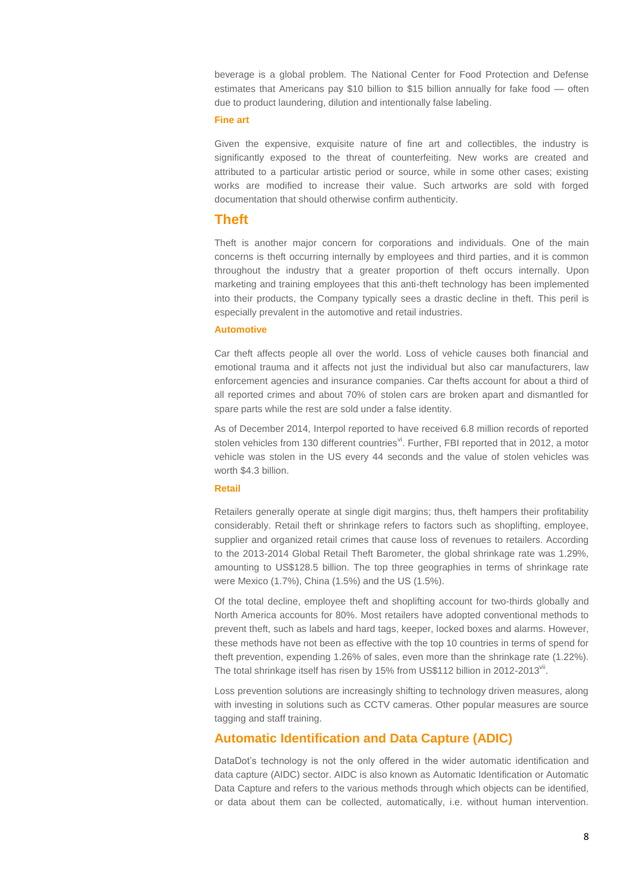beverage is a global problem. The National Center for Food Protection and Defense estimates that Americans pay $10 billion to $15 billion annually for fake food — often due to product laundering, dilution and intentionally false labeling.

### Fine art

Given the expensive, exquisite nature of fine art and collectibles, the industry is significantly exposed to the threat of counterfeiting. New works are created and attributed to a particular artistic period or source, while in some other cases; existing works are modified to increase their value. Such artworks are sold with forged documentation that should otherwise confirm authenticity.

## Theft

Theft is another major concern for corporations and individuals. One of the main concerns is theft occurring internally by employees and third parties, and it is common throughout the industry that a greater proportion of theft occurs internally. Upon marketing and training employees that this anti-theft technology has been implemented into their products, the Company typically sees a drastic decline in theft. This peril is especially prevalent in the automotive and retail industries.

### Automotive

Car theft affects people all over the world. Loss of vehicle causes both financial and emotional trauma and it affects not just the individual but also car manufacturers, law enforcement agencies and insurance companies. Car thefts account for about a third of all reported crimes and about 70% of stolen cars are broken apart and dismantled for spare parts while the rest are sold under a false identity.

As of December 2014, Interpol reported to have received 6.8 million records of reported stolen vehicles from 130 different countries[vi]. Further, FBI reported that in 2012, a motor vehicle was stolen in the US every 44 seconds and the value of stolen vehicles was worth $4.3 billion.

### Retail

Retailers generally operate at single digit margins; thus, theft hampers their profitability considerably. Retail theft or shrinkage refers to factors such as shoplifting, employee, supplier and organized retail crimes that cause loss of revenues to retailers. According to the 2013-2014 Global Retail Theft Barometer, the global shrinkage rate was 1.29%, amounting to US$128.5 billion. The top three geographies in terms of shrinkage rate were Mexico (1.7%), China (1.5%) and the US (1.5%).

Of the total decline, employee theft and shoplifting account for two-thirds globally and North America accounts for 80%. Most retailers have adopted conventional methods to prevent theft, such as labels and hard tags, keeper, locked boxes and alarms. However, these methods have not been as effective with the top 10 countries in terms of spend for theft prevention, expending 1.26% of sales, even more than the shrinkage rate (1.22%). The total shrinkage itself has risen by 15% from US$112 billion in 2012-2013[vii].

Loss prevention solutions are increasingly shifting to technology driven measures, along with investing in solutions such as CCTV cameras. Other popular measures are source tagging and staff training.

## Automatic Identification and Data Capture (ADIC)

DataDot's technology is not the only offered in the wider automatic identification and data capture (AIDC) sector. AIDC is also known as Automatic Identification or Automatic Data Capture and refers to the various methods through which objects can be identified, or data about them can be collected, automatically, i.e. without human intervention.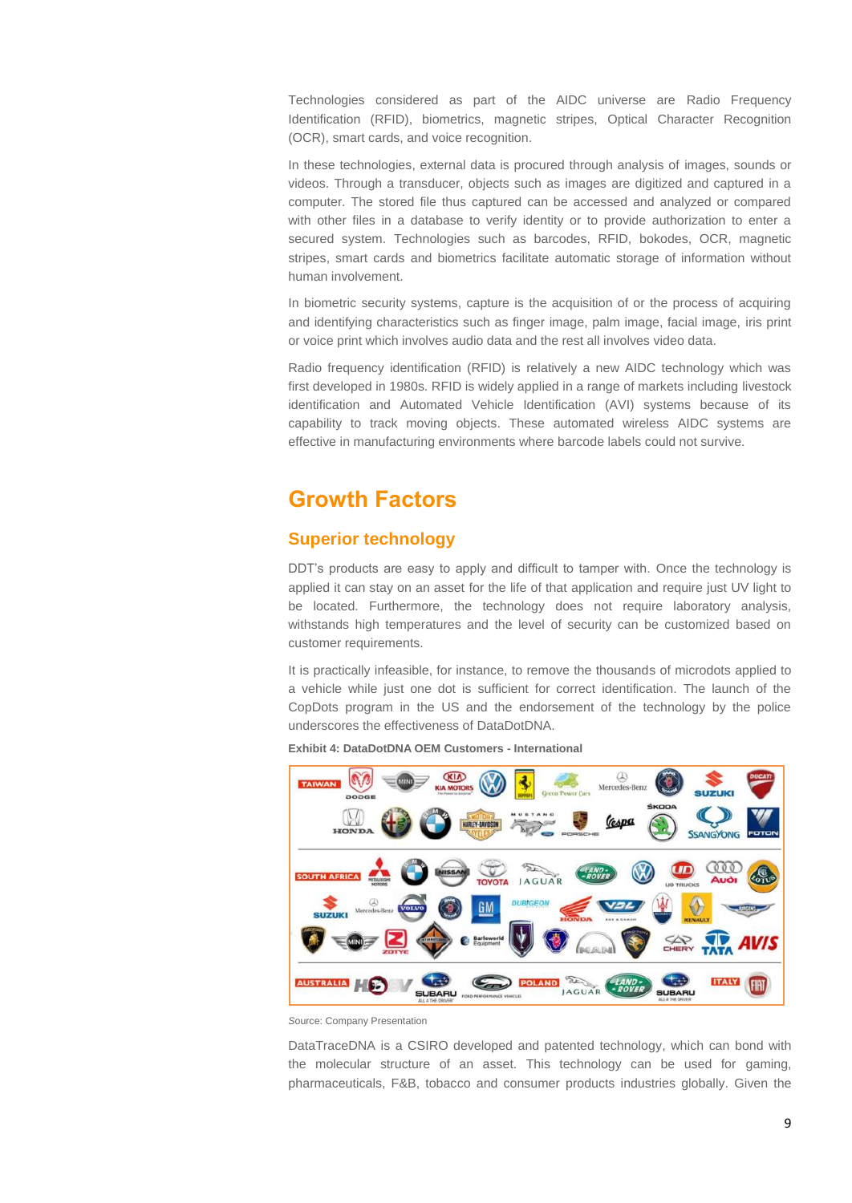Technologies considered as part of the AIDC universe are Radio Frequency Identification (RFID), biometrics, magnetic stripes, Optical Character Recognition (OCR), smart cards, and voice recognition.

In these technologies, external data is procured through analysis of images, sounds or videos. Through a transducer, objects such as images are digitized and captured in a computer. The stored file thus captured can be accessed and analyzed or compared with other files in a database to verify identity or to provide authorization to enter a secured system. Technologies such as barcodes, RFID, bokodes, OCR, magnetic stripes, smart cards and biometrics facilitate automatic storage of information without human involvement.

In biometric security systems, capture is the acquisition of or the process of acquiring and identifying characteristics such as finger image, palm image, facial image, iris print or voice print which involves audio data and the rest all involves video data.

Radio frequency identification (RFID) is relatively a new AIDC technology which was first developed in 1980s. RFID is widely applied in a range of markets including livestock identification and Automated Vehicle Identification (AVI) systems because of its capability to track moving objects. These automated wireless AIDC systems are effective in manufacturing environments where barcode labels could not survive.

## Growth Factors

### Superior technology

DDT's products are easy to apply and difficult to tamper with. Once the technology is applied it can stay on an asset for the life of that application and require just UV light to be located. Furthermore, the technology does not require laboratory analysis, withstands high temperatures and the level of security can be customized based on customer requirements.

It is practically infeasible, for instance, to remove the thousands of microdots applied to a vehicle while just one dot is sufficient for correct identification. The launch of the CopDots program in the US and the endorsement of the technology by the police underscores the effectiveness of DataDotDNA.

**Exhibit 4: DataDotDNA OEM Customers - International**

Source: Company Presentation

DataTraceDNA is a CSIRO developed and patented technology, which can bond with the molecular structure of an asset. This technology can be used for gaming, pharmaceuticals, F&B, tobacco and consumer products industries globally. Given the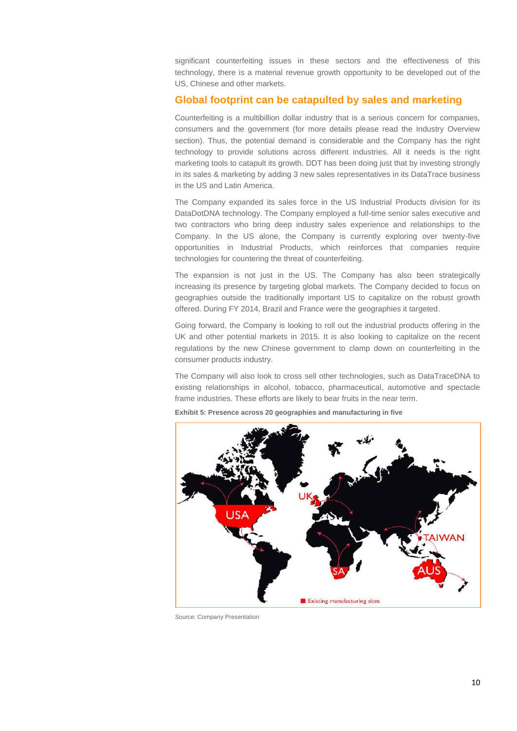significant counterfeiting issues in these sectors and the effectiveness of this technology, there is a material revenue growth opportunity to be developed out of the US, Chinese and other markets.

## Global footprint can be catapulted by sales and marketing

Counterfeiting is a multibillion dollar industry that is a serious concern for companies, consumers and the government (for more details please read the Industry Overview section). Thus, the potential demand is considerable and the Company has the right technology to provide solutions across different industries. All it needs is the right marketing tools to catapult its growth. DDT has been doing just that by investing strongly in its sales & marketing by adding 3 new sales representatives in its DataTrace business in the US and Latin America.

The Company expanded its sales force in the US Industrial Products division for its DataDotDNA technology. The Company employed a full-time senior sales executive and two contractors who bring deep industry sales experience and relationships to the Company. In the US alone, the Company is currently exploring over twenty-five opportunities in Industrial Products, which reinforces that companies require technologies for countering the threat of counterfeiting.

The expansion is not just in the US. The Company has also been strategically increasing its presence by targeting global markets. The Company decided to focus on geographies outside the traditionally important US to capitalize on the robust growth offered. During FY 2014, Brazil and France were the geographies it targeted.

Going forward, the Company is looking to roll out the industrial products offering in the UK and other potential markets in 2015. It is also looking to capitalize on the recent regulations by the new Chinese government to clamp down on counterfeiting in the consumer products industry.

The Company will also look to cross sell other technologies, such as DataTraceDNA to existing relationships in alcohol, tobacco, pharmaceutical, automotive and spectacle frame industries. These efforts are likely to bear fruits in the near term.

**Exhibit 5: Presence across 20 geographies and manufacturing in five**

Source: Company Presentation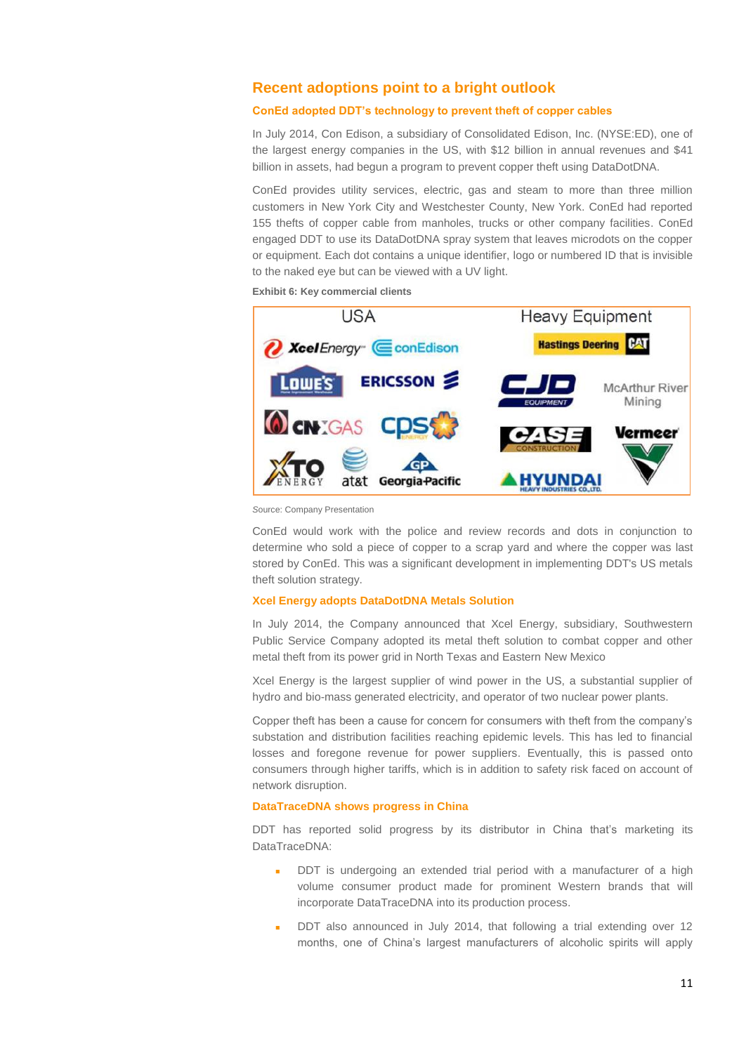## Recent adoptions point to a bright outlook

### ConEd adopted DDT's technology to prevent theft of copper cables

In July 2014, Con Edison, a subsidiary of Consolidated Edison, Inc. (NYSE:ED), one of the largest energy companies in the US, with $12 billion in annual revenues and $41 billion in assets, had begun a program to prevent copper theft using DataDotDNA.

ConEd provides utility services, electric, gas and steam to more than three million customers in New York City and Westchester County, New York. ConEd had reported 155 thefts of copper cable from manholes, trucks or other company facilities. ConEd engaged DDT to use its DataDotDNA spray system that leaves microdots on the copper or equipment. Each dot contains a unique identifier, logo or numbered ID that is invisible to the naked eye but can be viewed with a UV light.

**Exhibit 6: Key commercial clients**

| USA | Heavy Equipment |
|---|---|
| Xcel Energy, conEdison, Lowe's, Ericsson, CNX Gas, CPS Energy, XTO Energy, at&t, Georgia-Pacific | Hastings Deering CAT, CJD Equipment, McArthur River Mining, Case Construction, Vermeer, Hyundai Heavy Industries Co., Ltd. |

Source: Company Presentation

ConEd would work with the police and review records and dots in conjunction to determine who sold a piece of copper to a scrap yard and where the copper was last stored by ConEd. This was a significant development in implementing DDT's US metals theft solution strategy.

### Xcel Energy adopts DataDotDNA Metals Solution

In July 2014, the Company announced that Xcel Energy, subsidiary, Southwestern Public Service Company adopted its metal theft solution to combat copper and other metal theft from its power grid in North Texas and Eastern New Mexico

Xcel Energy is the largest supplier of wind power in the US, a substantial supplier of hydro and bio-mass generated electricity, and operator of two nuclear power plants.

Copper theft has been a cause for concern for consumers with theft from the company's substation and distribution facilities reaching epidemic levels. This has led to financial losses and foregone revenue for power suppliers. Eventually, this is passed onto consumers through higher tariffs, which is in addition to safety risk faced on account of network disruption.

### DataTraceDNA shows progress in China

DDT has reported solid progress by its distributor in China that's marketing its DataTraceDNA:

- DDT is undergoing an extended trial period with a manufacturer of a high volume consumer product made for prominent Western brands that will incorporate DataTraceDNA into its production process.
- DDT also announced in July 2014, that following a trial extending over 12 months, one of China's largest manufacturers of alcoholic spirits will apply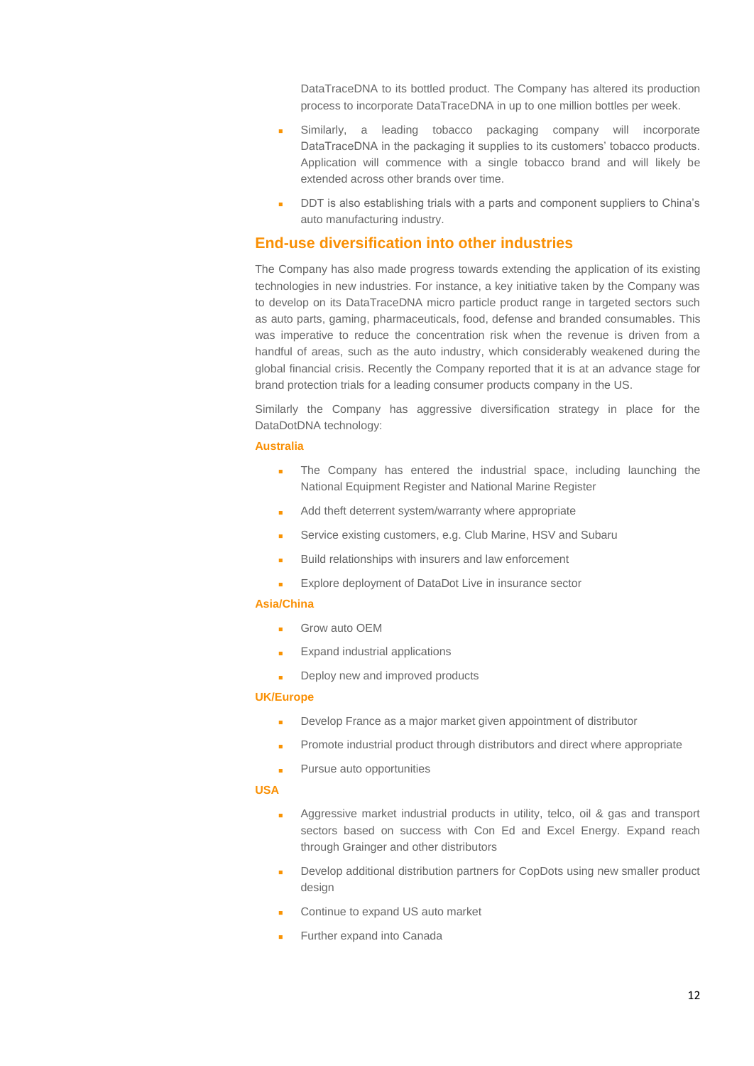DataTraceDNA to its bottled product. The Company has altered its production process to incorporate DataTraceDNA in up to one million bottles per week.

- Similarly, a leading tobacco packaging company will incorporate DataTraceDNA in the packaging it supplies to its customers' tobacco products. Application will commence with a single tobacco brand and will likely be extended across other brands over time.
- DDT is also establishing trials with a parts and component suppliers to China's auto manufacturing industry.

## End-use diversification into other industries

The Company has also made progress towards extending the application of its existing technologies in new industries. For instance, a key initiative taken by the Company was to develop on its DataTraceDNA micro particle product range in targeted sectors such as auto parts, gaming, pharmaceuticals, food, defense and branded consumables. This was imperative to reduce the concentration risk when the revenue is driven from a handful of areas, such as the auto industry, which considerably weakened during the global financial crisis. Recently the Company reported that it is at an advance stage for brand protection trials for a leading consumer products company in the US.

Similarly the Company has aggressive diversification strategy in place for the DataDotDNA technology:

### Australia

- The Company has entered the industrial space, including launching the National Equipment Register and National Marine Register
- Add theft deterrent system/warranty where appropriate
- Service existing customers, e.g. Club Marine, HSV and Subaru
- Build relationships with insurers and law enforcement
- Explore deployment of DataDot Live in insurance sector

### Asia/China

- Grow auto OEM
- Expand industrial applications
- Deploy new and improved products

### UK/Europe

- Develop France as a major market given appointment of distributor
- Promote industrial product through distributors and direct where appropriate
- Pursue auto opportunities

### USA

- Aggressive market industrial products in utility, telco, oil & gas and transport sectors based on success with Con Ed and Excel Energy. Expand reach through Grainger and other distributors
- Develop additional distribution partners for CopDots using new smaller product design
- Continue to expand US auto market
- Further expand into Canada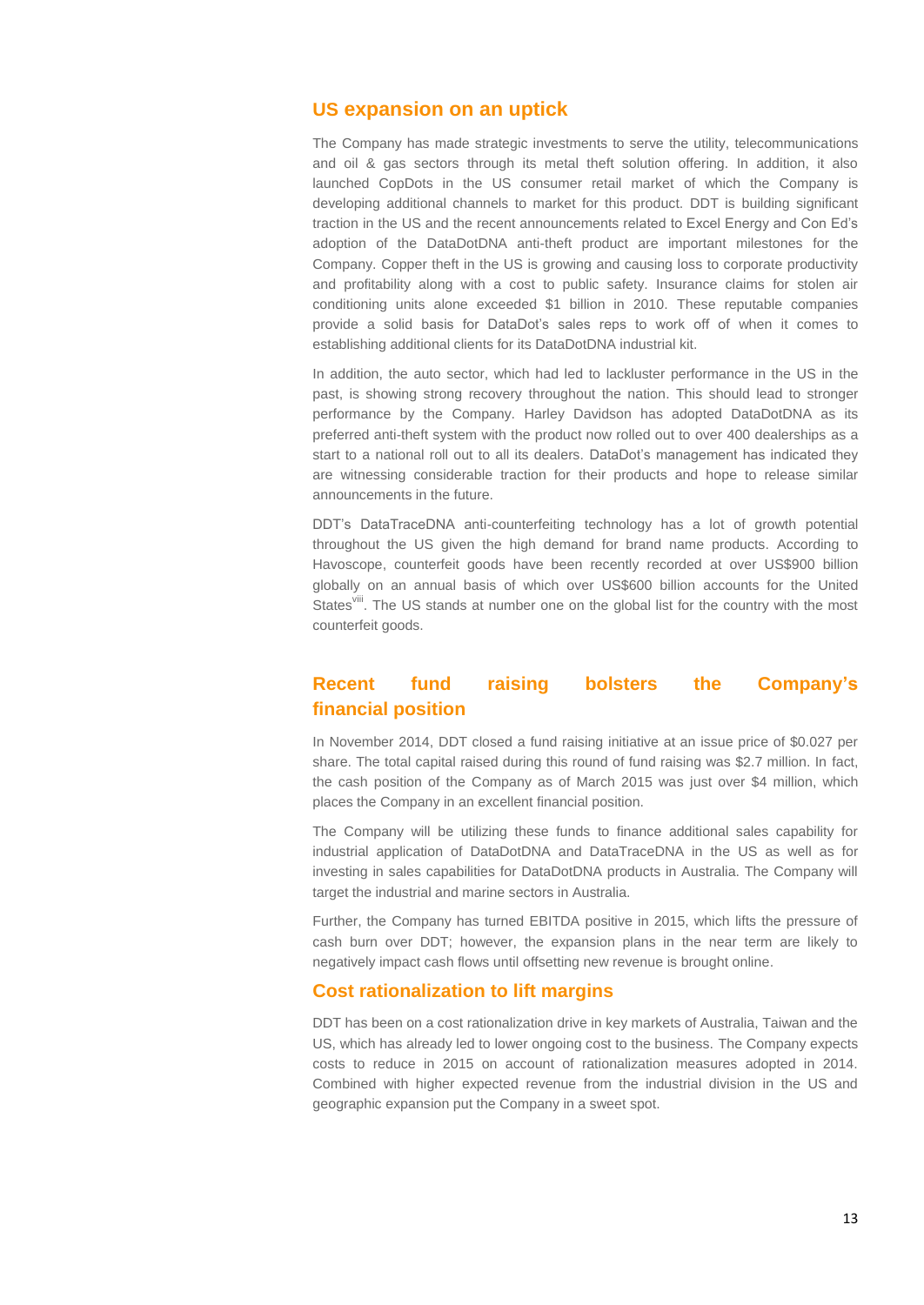## US expansion on an uptick

The Company has made strategic investments to serve the utility, telecommunications and oil & gas sectors through its metal theft solution offering. In addition, it also launched CopDots in the US consumer retail market of which the Company is developing additional channels to market for this product. DDT is building significant traction in the US and the recent announcements related to Excel Energy and Con Ed's adoption of the DataDotDNA anti-theft product are important milestones for the Company. Copper theft in the US is growing and causing loss to corporate productivity and profitability along with a cost to public safety. Insurance claims for stolen air conditioning units alone exceeded $1 billion in 2010. These reputable companies provide a solid basis for DataDot's sales reps to work off of when it comes to establishing additional clients for its DataDotDNA industrial kit.

In addition, the auto sector, which had led to lackluster performance in the US in the past, is showing strong recovery throughout the nation. This should lead to stronger performance by the Company. Harley Davidson has adopted DataDotDNA as its preferred anti-theft system with the product now rolled out to over 400 dealerships as a start to a national roll out to all its dealers. DataDot's management has indicated they are witnessing considerable traction for their products and hope to release similar announcements in the future.

DDT's DataTraceDNA anti-counterfeiting technology has a lot of growth potential throughout the US given the high demand for brand name products. According to Havoscope, counterfeit goods have been recently recorded at over US$900 billion globally on an annual basis of which over US$600 billion accounts for the United States[viii]. The US stands at number one on the global list for the country with the most counterfeit goods.

## Recent fund raising bolsters the Company's financial position

In November 2014, DDT closed a fund raising initiative at an issue price of $0.027 per share. The total capital raised during this round of fund raising was $2.7 million. In fact, the cash position of the Company as of March 2015 was just over $4 million, which places the Company in an excellent financial position.

The Company will be utilizing these funds to finance additional sales capability for industrial application of DataDotDNA and DataTraceDNA in the US as well as for investing in sales capabilities for DataDotDNA products in Australia. The Company will target the industrial and marine sectors in Australia.

Further, the Company has turned EBITDA positive in 2015, which lifts the pressure of cash burn over DDT; however, the expansion plans in the near term are likely to negatively impact cash flows until offsetting new revenue is brought online.

## Cost rationalization to lift margins

DDT has been on a cost rationalization drive in key markets of Australia, Taiwan and the US, which has already led to lower ongoing cost to the business. The Company expects costs to reduce in 2015 on account of rationalization measures adopted in 2014. Combined with higher expected revenue from the industrial division in the US and geographic expansion put the Company in a sweet spot.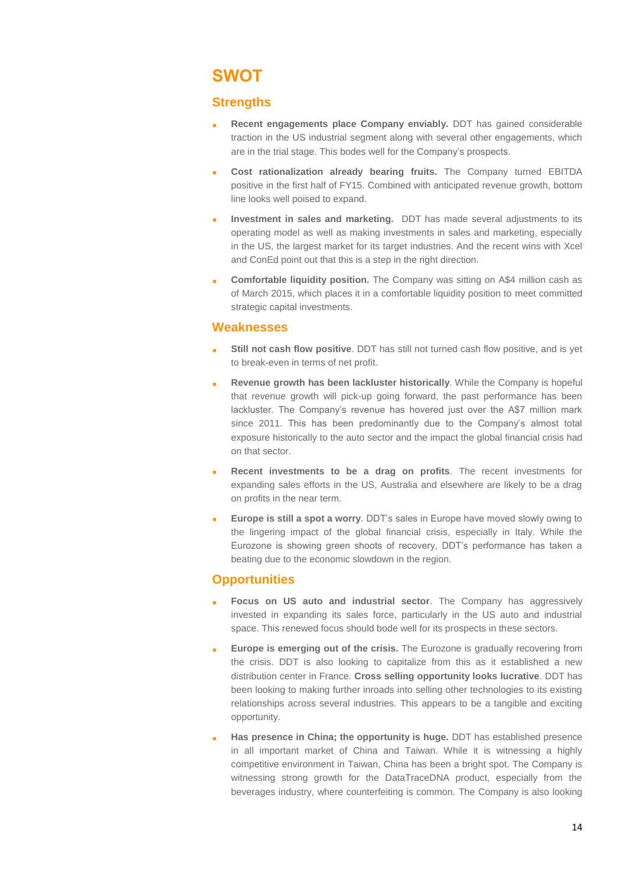# SWOT

## Strengths

- **Recent engagements place Company enviably.** DDT has gained considerable traction in the US industrial segment along with several other engagements, which are in the trial stage. This bodes well for the Company's prospects.
- **Cost rationalization already bearing fruits.** The Company turned EBITDA positive in the first half of FY15. Combined with anticipated revenue growth, bottom line looks well poised to expand.
- **Investment in sales and marketing.** DDT has made several adjustments to its operating model as well as making investments in sales and marketing, especially in the US, the largest market for its target industries. And the recent wins with Xcel and ConEd point out that this is a step in the right direction.
- **Comfortable liquidity position.** The Company was sitting on A$4 million cash as of March 2015, which places it in a comfortable liquidity position to meet committed strategic capital investments.

## Weaknesses

- **Still not cash flow positive**. DDT has still not turned cash flow positive, and is yet to break-even in terms of net profit.
- **Revenue growth has been lackluster historically**. While the Company is hopeful that revenue growth will pick-up going forward, the past performance has been lackluster. The Company's revenue has hovered just over the A$7 million mark since 2011. This has been predominantly due to the Company's almost total exposure historically to the auto sector and the impact the global financial crisis had on that sector.
- **Recent investments to be a drag on profits**. The recent investments for expanding sales efforts in the US, Australia and elsewhere are likely to be a drag on profits in the near term.
- **Europe is still a spot a worry**. DDT's sales in Europe have moved slowly owing to the lingering impact of the global financial crisis, especially in Italy. While the Eurozone is showing green shoots of recovery, DDT's performance has taken a beating due to the economic slowdown in the region.

## Opportunities

- **Focus on US auto and industrial sector**. The Company has aggressively invested in expanding its sales force, particularly in the US auto and industrial space. This renewed focus should bode well for its prospects in these sectors.
- **Europe is emerging out of the crisis.** The Eurozone is gradually recovering from the crisis. DDT is also looking to capitalize from this as it established a new distribution center in France. **Cross selling opportunity looks lucrative**. DDT has been looking to making further inroads into selling other technologies to its existing relationships across several industries. This appears to be a tangible and exciting opportunity.
- **Has presence in China; the opportunity is huge.** DDT has established presence in all important market of China and Taiwan. While it is witnessing a highly competitive environment in Taiwan, China has been a bright spot. The Company is witnessing strong growth for the DataTraceDNA product, especially from the beverages industry, where counterfeiting is common. The Company is also looking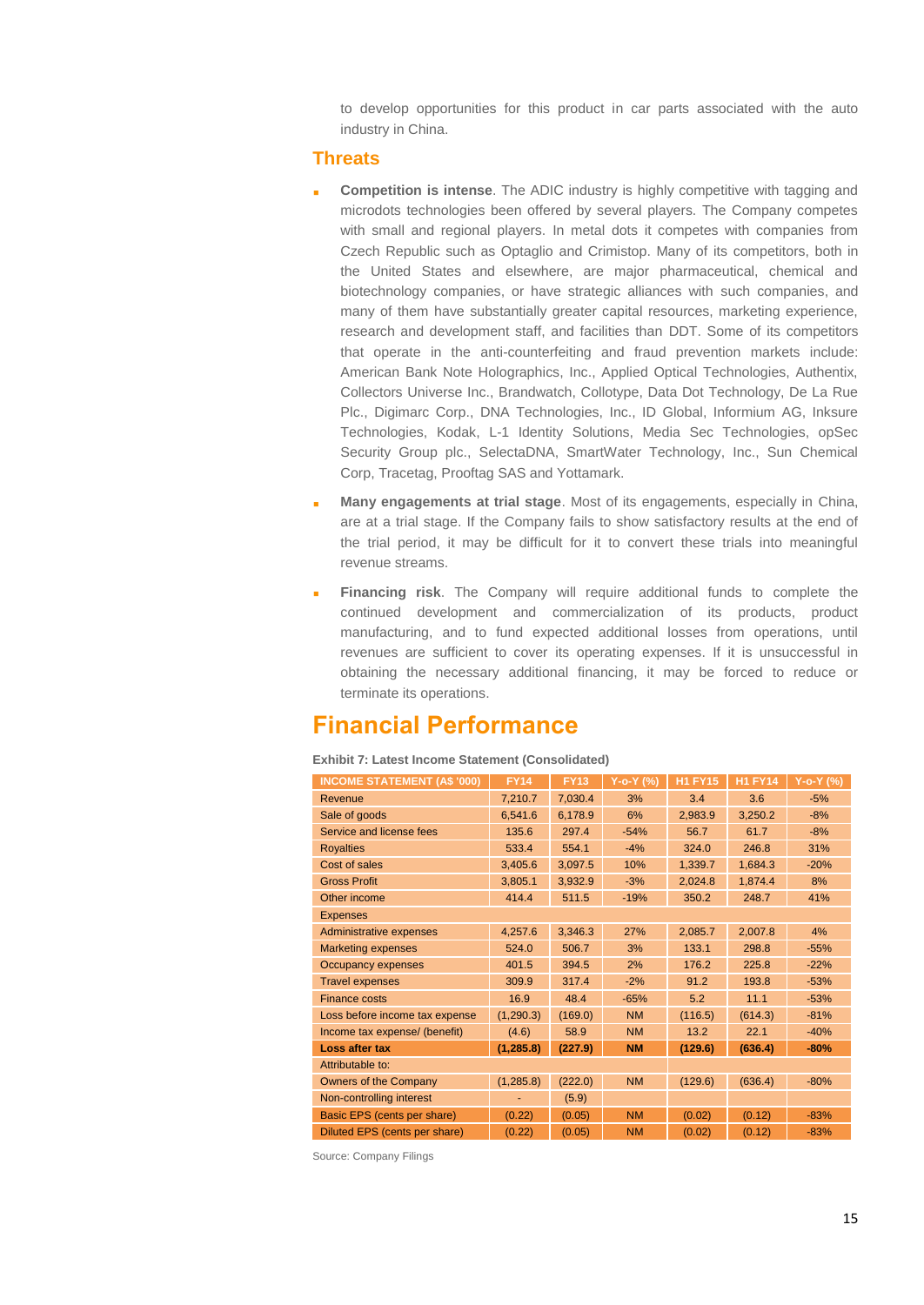to develop opportunities for this product in car parts associated with the auto industry in China.

## Threats

- **Competition is intense**. The ADIC industry is highly competitive with tagging and microdots technologies been offered by several players. The Company competes with small and regional players. In metal dots it competes with companies from Czech Republic such as Optaglio and Crimistop. Many of its competitors, both in the United States and elsewhere, are major pharmaceutical, chemical and biotechnology companies, or have strategic alliances with such companies, and many of them have substantially greater capital resources, marketing experience, research and development staff, and facilities than DDT. Some of its competitors that operate in the anti-counterfeiting and fraud prevention markets include: American Bank Note Holographics, Inc., Applied Optical Technologies, Authentix, Collectors Universe Inc., Brandwatch, Collotype, Data Dot Technology, De La Rue Plc., Digimarc Corp., DNA Technologies, Inc., ID Global, Informium AG, Inksure Technologies, Kodak, L-1 Identity Solutions, Media Sec Technologies, opSec Security Group plc., SelectaDNA, SmartWater Technology, Inc., Sun Chemical Corp, Tracetag, Prooftag SAS and Yottamark.
- **Many engagements at trial stage**. Most of its engagements, especially in China, are at a trial stage. If the Company fails to show satisfactory results at the end of the trial period, it may be difficult for it to convert these trials into meaningful revenue streams.
- **Financing risk**. The Company will require additional funds to complete the continued development and commercialization of its products, product manufacturing, and to fund expected additional losses from operations, until revenues are sufficient to cover its operating expenses. If it is unsuccessful in obtaining the necessary additional financing, it may be forced to reduce or terminate its operations.

# Financial Performance

**Exhibit 7: Latest Income Statement (Consolidated)**

| INCOME STATEMENT (A$ '000) | FY14 | FY13 | Y-o-Y (%) | H1 FY15 | H1 FY14 | Y-o-Y (%) |
|---|---|---|---|---|---|---|
| Revenue | 7,210.7 | 7,030.4 | 3% | 3.4 | 3.6 | -5% |
| Sale of goods | 6,541.6 | 6,178.9 | 6% | 2,983.9 | 3,250.2 | -8% |
| Service and license fees | 135.6 | 297.4 | -54% | 56.7 | 61.7 | -8% |
| Royalties | 533.4 | 554.1 | -4% | 324.0 | 246.8 | 31% |
| Cost of sales | 3,405.6 | 3,097.5 | 10% | 1,339.7 | 1,684.3 | -20% |
| Gross Profit | 3,805.1 | 3,932.9 | -3% | 2,024.8 | 1,874.4 | 8% |
| Other income | 414.4 | 511.5 | -19% | 350.2 | 248.7 | 41% |
| Expenses | | | | | | |
| Administrative expenses | 4,257.6 | 3,346.3 | 27% | 2,085.7 | 2,007.8 | 4% |
| Marketing expenses | 524.0 | 506.7 | 3% | 133.1 | 298.8 | -55% |
| Occupancy expenses | 401.5 | 394.5 | 2% | 176.2 | 225.8 | -22% |
| Travel expenses | 309.9 | 317.4 | -2% | 91.2 | 193.8 | -53% |
| Finance costs | 16.9 | 48.4 | -65% | 5.2 | 11.1 | -53% |
| Loss before income tax expense | (1,290.3) | (169.0) | NM | (116.5) | (614.3) | -81% |
| Income tax expense/ (benefit) | (4.6) | 58.9 | NM | 13.2 | 22.1 | -40% |
| **Loss after tax** | **(1,285.8)** | **(227.9)** | **NM** | **(129.6)** | **(636.4)** | **-80%** |
| Attributable to: | | | | | | |
| Owners of the Company | (1,285.8) | (222.0) | NM | (129.6) | (636.4) | -80% |
| Non-controlling interest | - | (5.9) | | | | |
| Basic EPS (cents per share) | (0.22) | (0.05) | NM | (0.02) | (0.12) | -83% |
| Diluted EPS (cents per share) | (0.22) | (0.05) | NM | (0.02) | (0.12) | -83% |

Source: Company Filings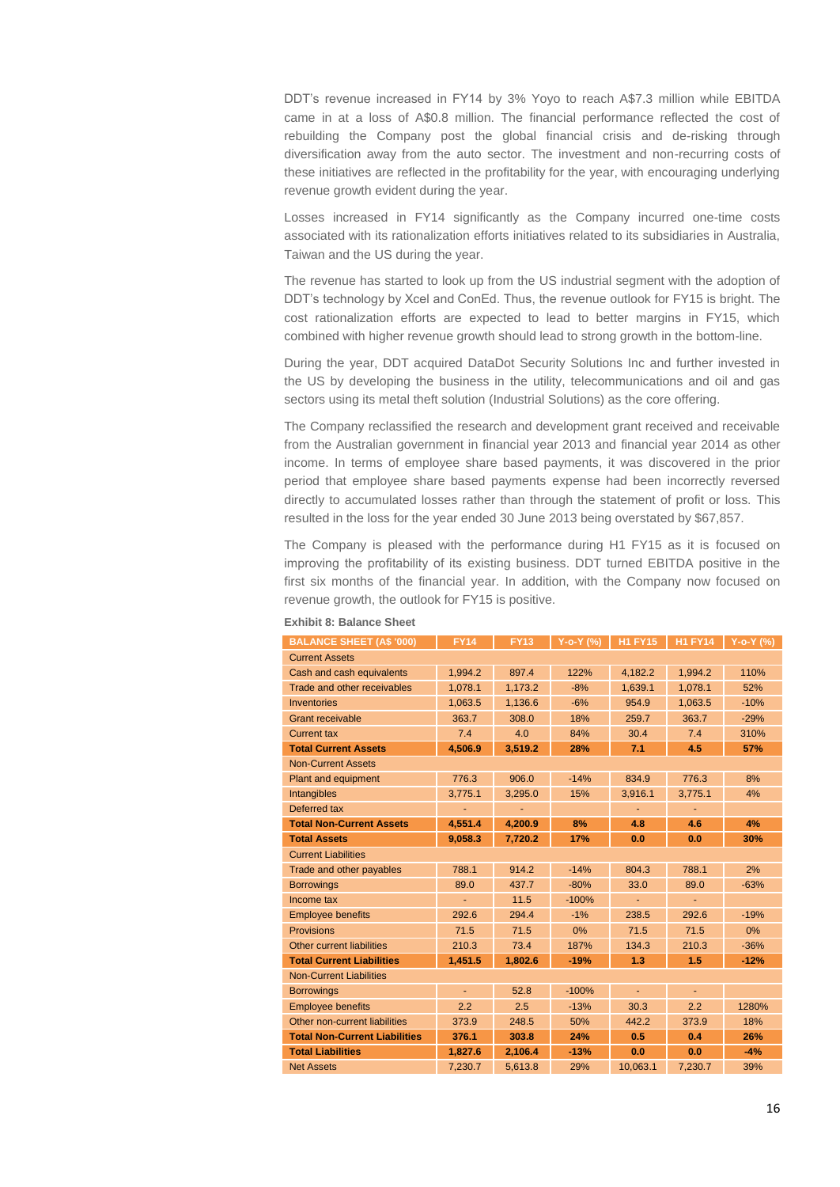DDT's revenue increased in FY14 by 3% Yoyo to reach A$7.3 million while EBITDA came in at a loss of A$0.8 million. The financial performance reflected the cost of rebuilding the Company post the global financial crisis and de-risking through diversification away from the auto sector. The investment and non-recurring costs of these initiatives are reflected in the profitability for the year, with encouraging underlying revenue growth evident during the year.

Losses increased in FY14 significantly as the Company incurred one-time costs associated with its rationalization efforts initiatives related to its subsidiaries in Australia, Taiwan and the US during the year.

The revenue has started to look up from the US industrial segment with the adoption of DDT's technology by Xcel and ConEd. Thus, the revenue outlook for FY15 is bright. The cost rationalization efforts are expected to lead to better margins in FY15, which combined with higher revenue growth should lead to strong growth in the bottom-line.

During the year, DDT acquired DataDot Security Solutions Inc and further invested in the US by developing the business in the utility, telecommunications and oil and gas sectors using its metal theft solution (Industrial Solutions) as the core offering.

The Company reclassified the research and development grant received and receivable from the Australian government in financial year 2013 and financial year 2014 as other income. In terms of employee share based payments, it was discovered in the prior period that employee share based payments expense had been incorrectly reversed directly to accumulated losses rather than through the statement of profit or loss. This resulted in the loss for the year ended 30 June 2013 being overstated by $67,857.

The Company is pleased with the performance during H1 FY15 as it is focused on improving the profitability of its existing business. DDT turned EBITDA positive in the first six months of the financial year. In addition, with the Company now focused on revenue growth, the outlook for FY15 is positive.

**Exhibit 8: Balance Sheet**

| BALANCE SHEET (A$ '000) | FY14 | FY13 | Y-o-Y (%) | H1 FY15 | H1 FY14 | Y-o-Y (%) |
|---|---|---|---|---|---|---|
| Current Assets | | | | | | |
| Cash and cash equivalents | 1,994.2 | 897.4 | 122% | 4,182.2 | 1,994.2 | 110% |
| Trade and other receivables | 1,078.1 | 1,173.2 | -8% | 1,639.1 | 1,078.1 | 52% |
| Inventories | 1,063.5 | 1,136.6 | -6% | 954.9 | 1,063.5 | -10% |
| Grant receivable | 363.7 | 308.0 | 18% | 259.7 | 363.7 | -29% |
| Current tax | 7.4 | 4.0 | 84% | 30.4 | 7.4 | 310% |
| **Total Current Assets** | **4,506.9** | **3,519.2** | **28%** | **7.1** | **4.5** | **57%** |
| Non-Current Assets | | | | | | |
| Plant and equipment | 776.3 | 906.0 | -14% | 834.9 | 776.3 | 8% |
| Intangibles | 3,775.1 | 3,295.0 | 15% | 3,916.1 | 3,775.1 | 4% |
| Deferred tax | - | - | | - | - | |
| **Total Non-Current Assets** | **4,551.4** | **4,200.9** | **8%** | **4.8** | **4.6** | **4%** |
| **Total Assets** | **9,058.3** | **7,720.2** | **17%** | **0.0** | **0.0** | **30%** |
| Current Liabilities | | | | | | |
| Trade and other payables | 788.1 | 914.2 | -14% | 804.3 | 788.1 | 2% |
| Borrowings | 89.0 | 437.7 | -80% | 33.0 | 89.0 | -63% |
| Income tax | - | 11.5 | -100% | - | - | |
| Employee benefits | 292.6 | 294.4 | -1% | 238.5 | 292.6 | -19% |
| Provisions | 71.5 | 71.5 | 0% | 71.5 | 71.5 | 0% |
| Other current liabilities | 210.3 | 73.4 | 187% | 134.3 | 210.3 | -36% |
| **Total Current Liabilities** | **1,451.5** | **1,802.6** | **-19%** | **1.3** | **1.5** | **-12%** |
| Non-Current Liabilities | | | | | | |
| Borrowings | - | 52.8 | -100% | - | - | |
| Employee benefits | 2.2 | 2.5 | -13% | 30.3 | 2.2 | 1280% |
| Other non-current liabilities | 373.9 | 248.5 | 50% | 442.2 | 373.9 | 18% |
| **Total Non-Current Liabilities** | **376.1** | **303.8** | **24%** | **0.5** | **0.4** | **26%** |
| **Total Liabilities** | **1,827.6** | **2,106.4** | **-13%** | **0.0** | **0.0** | **-4%** |
| Net Assets | 7,230.7 | 5,613.8 | 29% | 10,063.1 | 7,230.7 | 39% |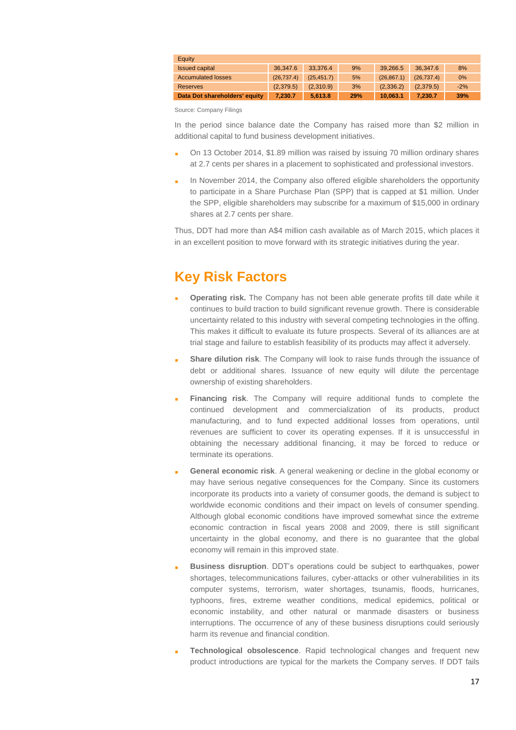| Equity | | | | | | |
|---|---|---|---|---|---|---|
| Issued capital | 36,347.6 | 33,376.4 | 9% | 39,266.5 | 36,347.6 | 8% |
| Accumulated losses | (26,737.4) | (25,451.7) | 5% | (26,867.1) | (26,737.4) | 0% |
| Reserves | (2,379.5) | (2,310.9) | 3% | (2,336.2) | (2,379.5) | -2% |
| **Data Dot shareholders' equity** | **7,230.7** | **5,613.8** | **29%** | **10,063.1** | **7,230.7** | **39%** |

Source: Company Filings

In the period since balance date the Company has raised more than $2 million in additional capital to fund business development initiatives.

- On 13 October 2014, $1.89 million was raised by issuing 70 million ordinary shares at 2.7 cents per shares in a placement to sophisticated and professional investors.
- In November 2014, the Company also offered eligible shareholders the opportunity to participate in a Share Purchase Plan (SPP) that is capped at $1 million. Under the SPP, eligible shareholders may subscribe for a maximum of $15,000 in ordinary shares at 2.7 cents per share.

Thus, DDT had more than A$4 million cash available as of March 2015, which places it in an excellent position to move forward with its strategic initiatives during the year.

## Key Risk Factors

- **Operating risk.** The Company has not been able generate profits till date while it continues to build traction to build significant revenue growth. There is considerable uncertainty related to this industry with several competing technologies in the offing. This makes it difficult to evaluate its future prospects. Several of its alliances are at trial stage and failure to establish feasibility of its products may affect it adversely.
- **Share dilution risk**. The Company will look to raise funds through the issuance of debt or additional shares. Issuance of new equity will dilute the percentage ownership of existing shareholders.
- **Financing risk**. The Company will require additional funds to complete the continued development and commercialization of its products, product manufacturing, and to fund expected additional losses from operations, until revenues are sufficient to cover its operating expenses. If it is unsuccessful in obtaining the necessary additional financing, it may be forced to reduce or terminate its operations.
- **General economic risk**. A general weakening or decline in the global economy or may have serious negative consequences for the Company. Since its customers incorporate its products into a variety of consumer goods, the demand is subject to worldwide economic conditions and their impact on levels of consumer spending. Although global economic conditions have improved somewhat since the extreme economic contraction in fiscal years 2008 and 2009, there is still significant uncertainty in the global economy, and there is no guarantee that the global economy will remain in this improved state.
- **Business disruption**. DDT's operations could be subject to earthquakes, power shortages, telecommunications failures, cyber-attacks or other vulnerabilities in its computer systems, terrorism, water shortages, tsunamis, floods, hurricanes, typhoons, fires, extreme weather conditions, medical epidemics, political or economic instability, and other natural or manmade disasters or business interruptions. The occurrence of any of these business disruptions could seriously harm its revenue and financial condition.
- **Technological obsolescence**. Rapid technological changes and frequent new product introductions are typical for the markets the Company serves. If DDT fails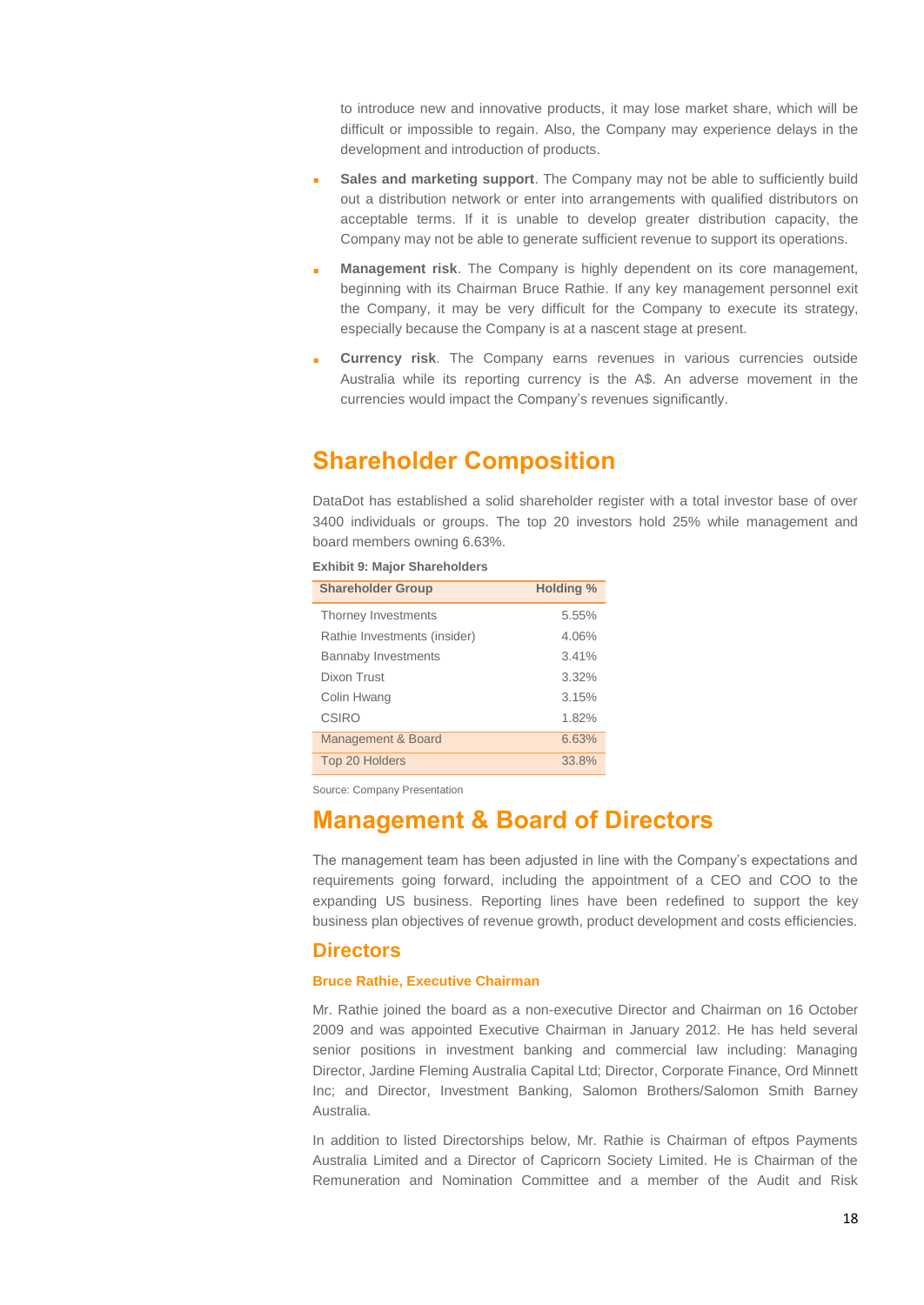to introduce new and innovative products, it may lose market share, which will be difficult or impossible to regain. Also, the Company may experience delays in the development and introduction of products.

- **Sales and marketing support**. The Company may not be able to sufficiently build out a distribution network or enter into arrangements with qualified distributors on acceptable terms. If it is unable to develop greater distribution capacity, the Company may not be able to generate sufficient revenue to support its operations.
- **Management risk**. The Company is highly dependent on its core management, beginning with its Chairman Bruce Rathie. If any key management personnel exit the Company, it may be very difficult for the Company to execute its strategy, especially because the Company is at a nascent stage at present.
- **Currency risk**. The Company earns revenues in various currencies outside Australia while its reporting currency is the A$. An adverse movement in the currencies would impact the Company's revenues significantly.

# Shareholder Composition

DataDot has established a solid shareholder register with a total investor base of over 3400 individuals or groups. The top 20 investors hold 25% while management and board members owning 6.63%.

**Exhibit 9: Major Shareholders**

| Shareholder Group | Holding % |
|---|---|
| Thorney Investments | 5.55% |
| Rathie Investments (insider) | 4.06% |
| Bannaby Investments | 3.41% |
| Dixon Trust | 3.32% |
| Colin Hwang | 3.15% |
| CSIRO | 1.82% |
| Management & Board | 6.63% |
| Top 20 Holders | 33.8% |

Source: Company Presentation

# Management & Board of Directors

The management team has been adjusted in line with the Company's expectations and requirements going forward, including the appointment of a CEO and COO to the expanding US business. Reporting lines have been redefined to support the key business plan objectives of revenue growth, product development and costs efficiencies.

## Directors

### Bruce Rathie, Executive Chairman

Mr. Rathie joined the board as a non-executive Director and Chairman on 16 October 2009 and was appointed Executive Chairman in January 2012. He has held several senior positions in investment banking and commercial law including: Managing Director, Jardine Fleming Australia Capital Ltd; Director, Corporate Finance, Ord Minnett Inc; and Director, Investment Banking, Salomon Brothers/Salomon Smith Barney Australia.

In addition to listed Directorships below, Mr. Rathie is Chairman of eftpos Payments Australia Limited and a Director of Capricorn Society Limited. He is Chairman of the Remuneration and Nomination Committee and a member of the Audit and Risk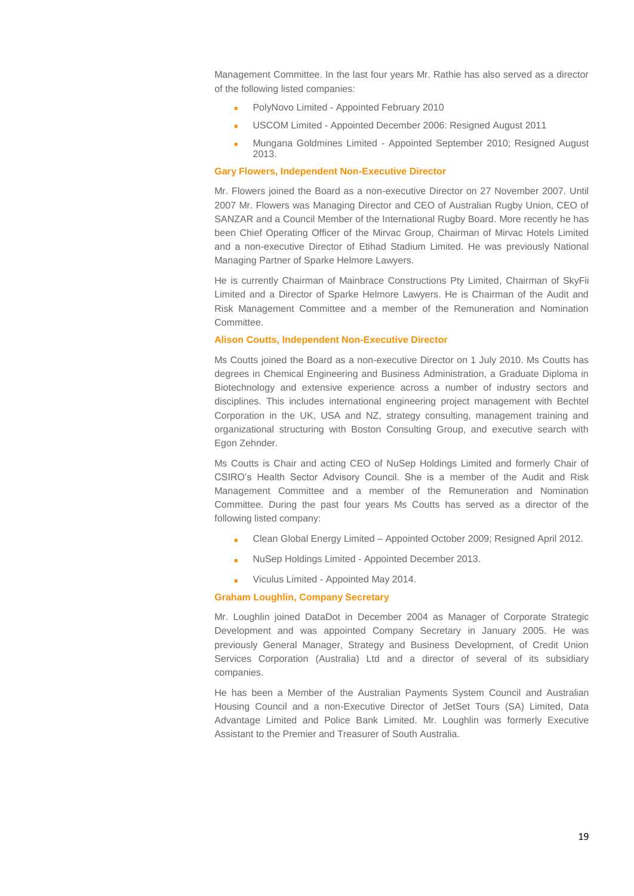Management Committee. In the last four years Mr. Rathie has also served as a director of the following listed companies:

- PolyNovo Limited - Appointed February 2010
- USCOM Limited - Appointed December 2006: Resigned August 2011
- Mungana Goldmines Limited - Appointed September 2010; Resigned August 2013.

### Gary Flowers, Independent Non-Executive Director

Mr. Flowers joined the Board as a non-executive Director on 27 November 2007. Until 2007 Mr. Flowers was Managing Director and CEO of Australian Rugby Union, CEO of SANZAR and a Council Member of the International Rugby Board. More recently he has been Chief Operating Officer of the Mirvac Group, Chairman of Mirvac Hotels Limited and a non-executive Director of Etihad Stadium Limited. He was previously National Managing Partner of Sparke Helmore Lawyers.

He is currently Chairman of Mainbrace Constructions Pty Limited, Chairman of SkyFii Limited and a Director of Sparke Helmore Lawyers. He is Chairman of the Audit and Risk Management Committee and a member of the Remuneration and Nomination Committee.

### Alison Coutts, Independent Non-Executive Director

Ms Coutts joined the Board as a non-executive Director on 1 July 2010. Ms Coutts has degrees in Chemical Engineering and Business Administration, a Graduate Diploma in Biotechnology and extensive experience across a number of industry sectors and disciplines. This includes international engineering project management with Bechtel Corporation in the UK, USA and NZ, strategy consulting, management training and organizational structuring with Boston Consulting Group, and executive search with Egon Zehnder.

Ms Coutts is Chair and acting CEO of NuSep Holdings Limited and formerly Chair of CSIRO's Health Sector Advisory Council. She is a member of the Audit and Risk Management Committee and a member of the Remuneration and Nomination Committee. During the past four years Ms Coutts has served as a director of the following listed company:

- Clean Global Energy Limited – Appointed October 2009; Resigned April 2012.
- NuSep Holdings Limited - Appointed December 2013.
- Viculus Limited - Appointed May 2014.

### Graham Loughlin, Company Secretary

Mr. Loughlin joined DataDot in December 2004 as Manager of Corporate Strategic Development and was appointed Company Secretary in January 2005. He was previously General Manager, Strategy and Business Development, of Credit Union Services Corporation (Australia) Ltd and a director of several of its subsidiary companies.

He has been a Member of the Australian Payments System Council and Australian Housing Council and a non-Executive Director of JetSet Tours (SA) Limited, Data Advantage Limited and Police Bank Limited. Mr. Loughlin was formerly Executive Assistant to the Premier and Treasurer of South Australia.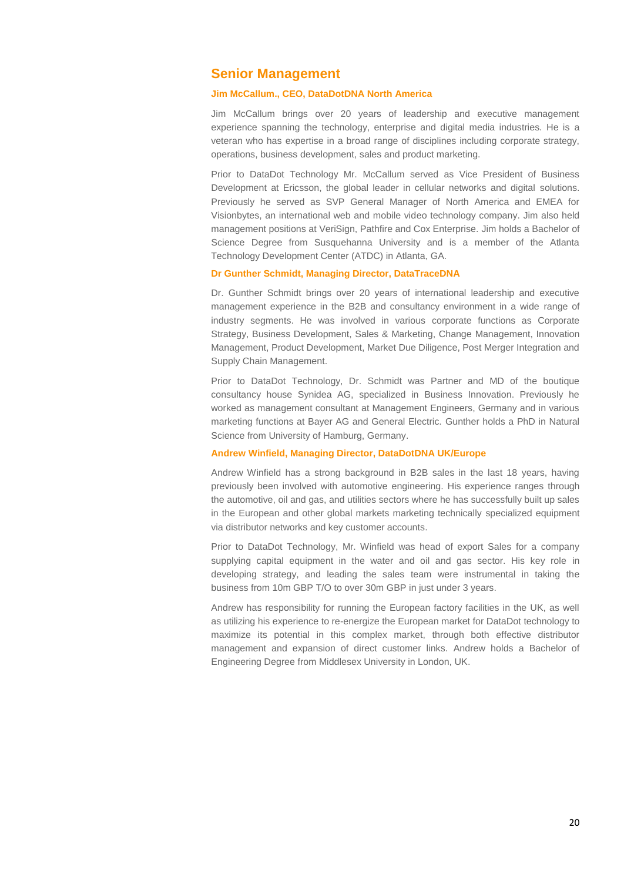## Senior Management

### Jim McCallum., CEO, DataDotDNA North America

Jim McCallum brings over 20 years of leadership and executive management experience spanning the technology, enterprise and digital media industries. He is a veteran who has expertise in a broad range of disciplines including corporate strategy, operations, business development, sales and product marketing.

Prior to DataDot Technology Mr. McCallum served as Vice President of Business Development at Ericsson, the global leader in cellular networks and digital solutions. Previously he served as SVP General Manager of North America and EMEA for Visionbytes, an international web and mobile video technology company. Jim also held management positions at VeriSign, Pathfire and Cox Enterprise. Jim holds a Bachelor of Science Degree from Susquehanna University and is a member of the Atlanta Technology Development Center (ATDC) in Atlanta, GA.

### Dr Gunther Schmidt, Managing Director, DataTraceDNA

Dr. Gunther Schmidt brings over 20 years of international leadership and executive management experience in the B2B and consultancy environment in a wide range of industry segments. He was involved in various corporate functions as Corporate Strategy, Business Development, Sales & Marketing, Change Management, Innovation Management, Product Development, Market Due Diligence, Post Merger Integration and Supply Chain Management.

Prior to DataDot Technology, Dr. Schmidt was Partner and MD of the boutique consultancy house Synidea AG, specialized in Business Innovation. Previously he worked as management consultant at Management Engineers, Germany and in various marketing functions at Bayer AG and General Electric. Gunther holds a PhD in Natural Science from University of Hamburg, Germany.

### Andrew Winfield, Managing Director, DataDotDNA UK/Europe

Andrew Winfield has a strong background in B2B sales in the last 18 years, having previously been involved with automotive engineering. His experience ranges through the automotive, oil and gas, and utilities sectors where he has successfully built up sales in the European and other global markets marketing technically specialized equipment via distributor networks and key customer accounts.

Prior to DataDot Technology, Mr. Winfield was head of export Sales for a company supplying capital equipment in the water and oil and gas sector. His key role in developing strategy, and leading the sales team were instrumental in taking the business from 10m GBP T/O to over 30m GBP in just under 3 years.

Andrew has responsibility for running the European factory facilities in the UK, as well as utilizing his experience to re-energize the European market for DataDot technology to maximize its potential in this complex market, through both effective distributor management and expansion of direct customer links. Andrew holds a Bachelor of Engineering Degree from Middlesex University in London, UK.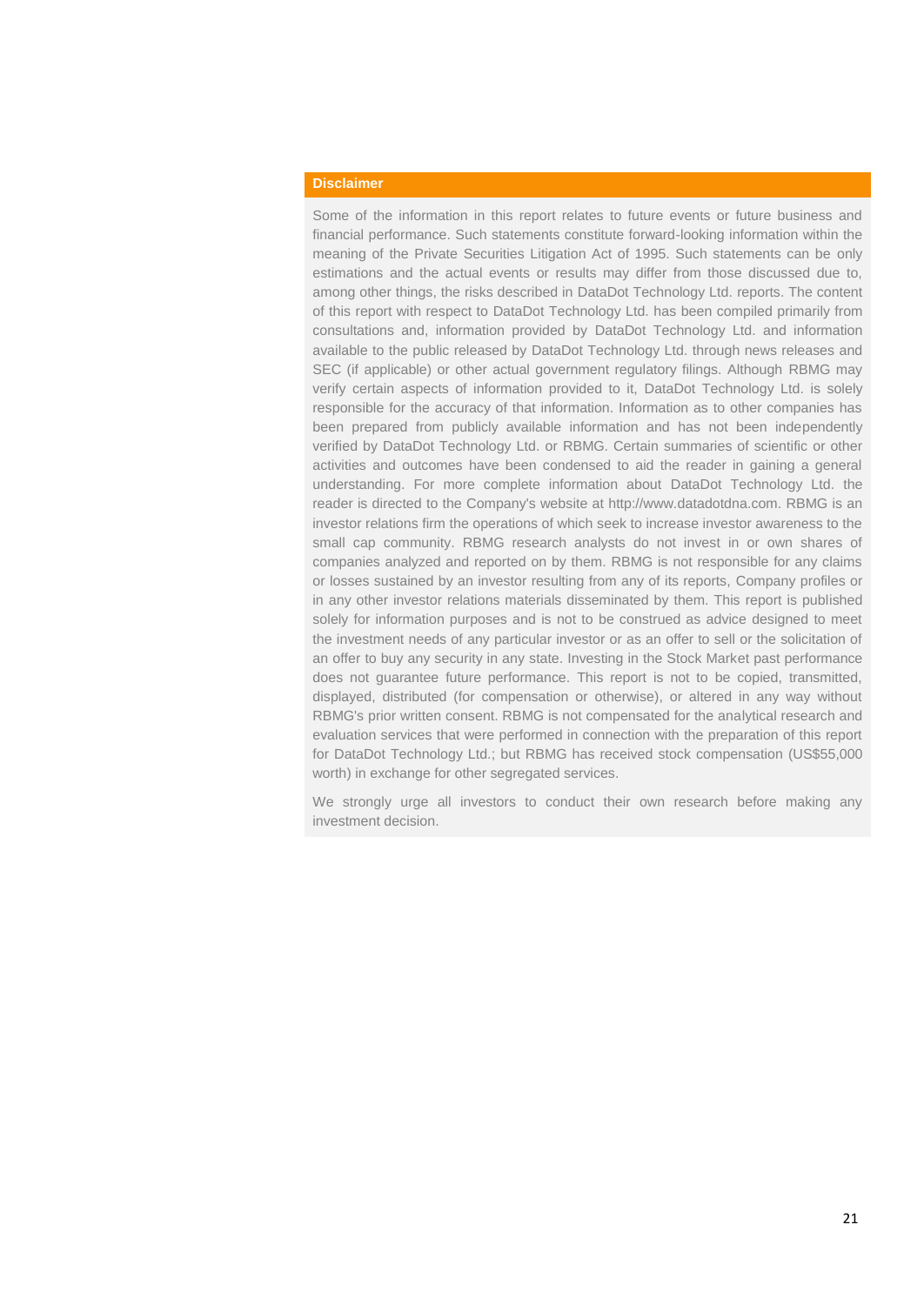## Disclaimer

Some of the information in this report relates to future events or future business and financial performance. Such statements constitute forward-looking information within the meaning of the Private Securities Litigation Act of 1995. Such statements can be only estimations and the actual events or results may differ from those discussed due to, among other things, the risks described in DataDot Technology Ltd. reports. The content of this report with respect to DataDot Technology Ltd. has been compiled primarily from consultations and, information provided by DataDot Technology Ltd. and information available to the public released by DataDot Technology Ltd. through news releases and SEC (if applicable) or other actual government regulatory filings. Although RBMG may verify certain aspects of information provided to it, DataDot Technology Ltd. is solely responsible for the accuracy of that information. Information as to other companies has been prepared from publicly available information and has not been independently verified by DataDot Technology Ltd. or RBMG. Certain summaries of scientific or other activities and outcomes have been condensed to aid the reader in gaining a general understanding. For more complete information about DataDot Technology Ltd. the reader is directed to the Company's website at http://www.datadotdna.com. RBMG is an investor relations firm the operations of which seek to increase investor awareness to the small cap community. RBMG research analysts do not invest in or own shares of companies analyzed and reported on by them. RBMG is not responsible for any claims or losses sustained by an investor resulting from any of its reports, Company profiles or in any other investor relations materials disseminated by them. This report is published solely for information purposes and is not to be construed as advice designed to meet the investment needs of any particular investor or as an offer to sell or the solicitation of an offer to buy any security in any state. Investing in the Stock Market past performance does not guarantee future performance. This report is not to be copied, transmitted, displayed, distributed (for compensation or otherwise), or altered in any way without RBMG's prior written consent. RBMG is not compensated for the analytical research and evaluation services that were performed in connection with the preparation of this report for DataDot Technology Ltd.; but RBMG has received stock compensation (US$55,000 worth) in exchange for other segregated services.

We strongly urge all investors to conduct their own research before making any investment decision.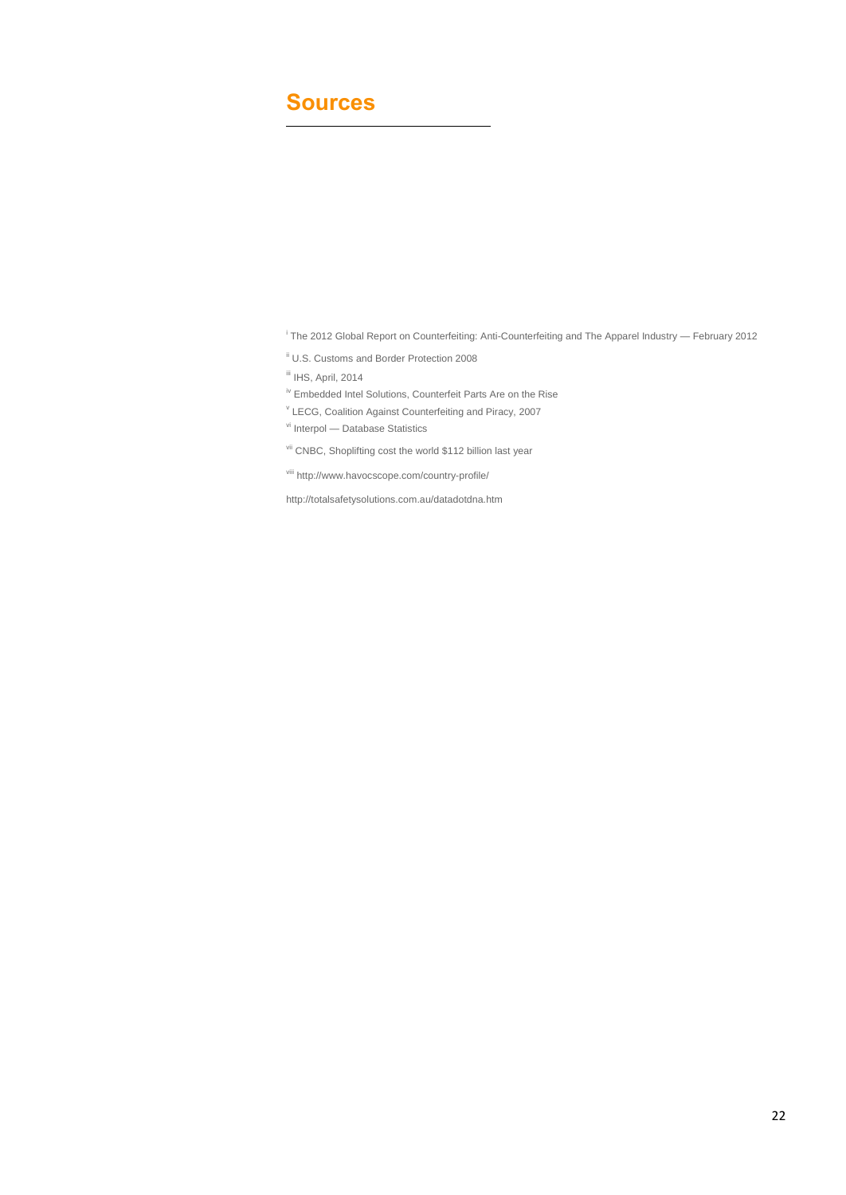# Sources

[i] The 2012 Global Report on Counterfeiting: Anti-Counterfeiting and The Apparel Industry — February 2012

[ii] U.S. Customs and Border Protection 2008

[iii] IHS, April, 2014

[iv] Embedded Intel Solutions, Counterfeit Parts Are on the Rise

[v] LECG, Coalition Against Counterfeiting and Piracy, 2007

[vi] Interpol — Database Statistics

[vii] CNBC, Shoplifting cost the world $112 billion last year

[viii] http://www.havocscope.com/country-profile/

http://totalsafetysolutions.com.au/datadotdna.htm